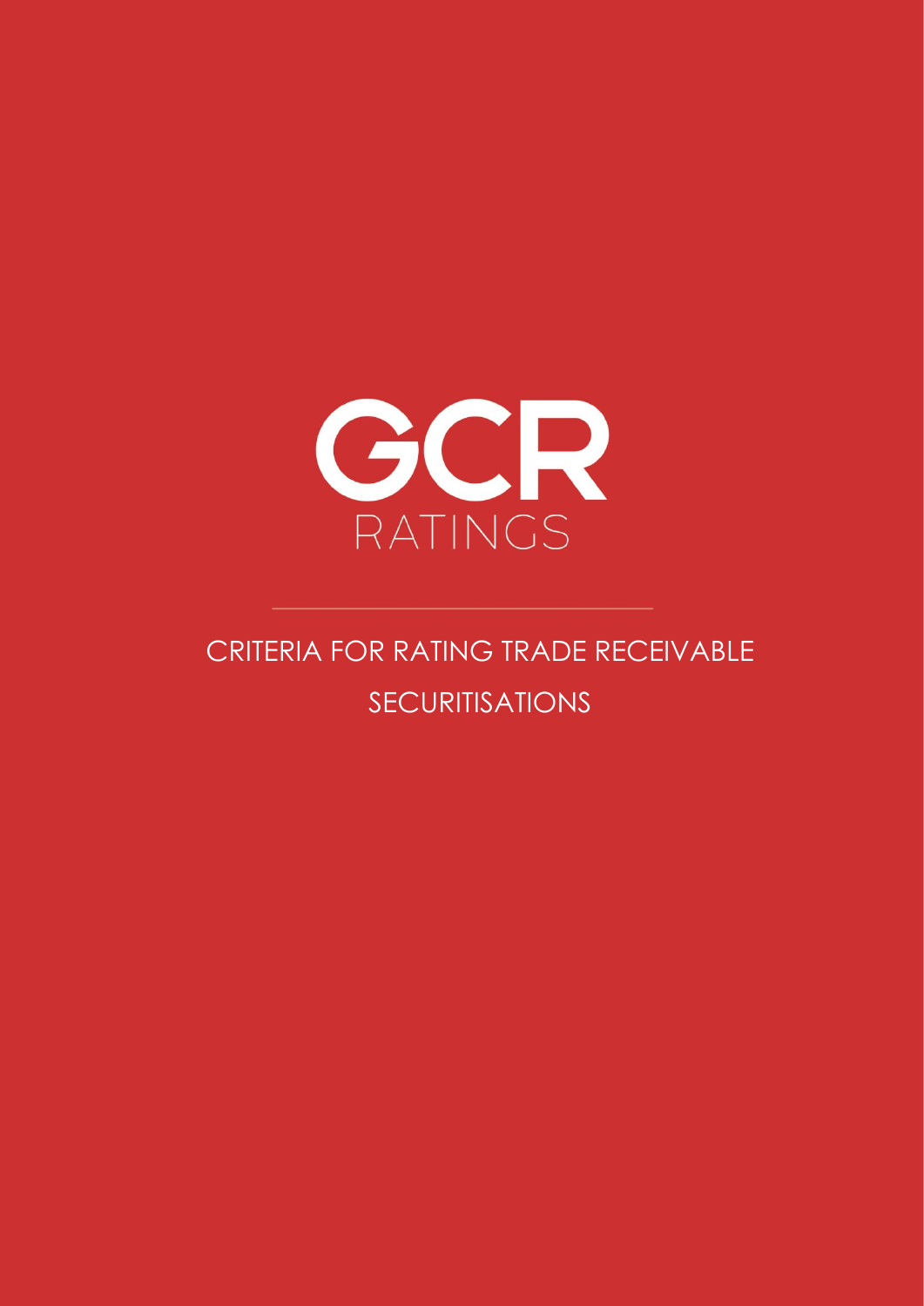GCR RATINGS

# CRITERIA FOR RATING TRADE RECEIVABLE SECURITISATIONS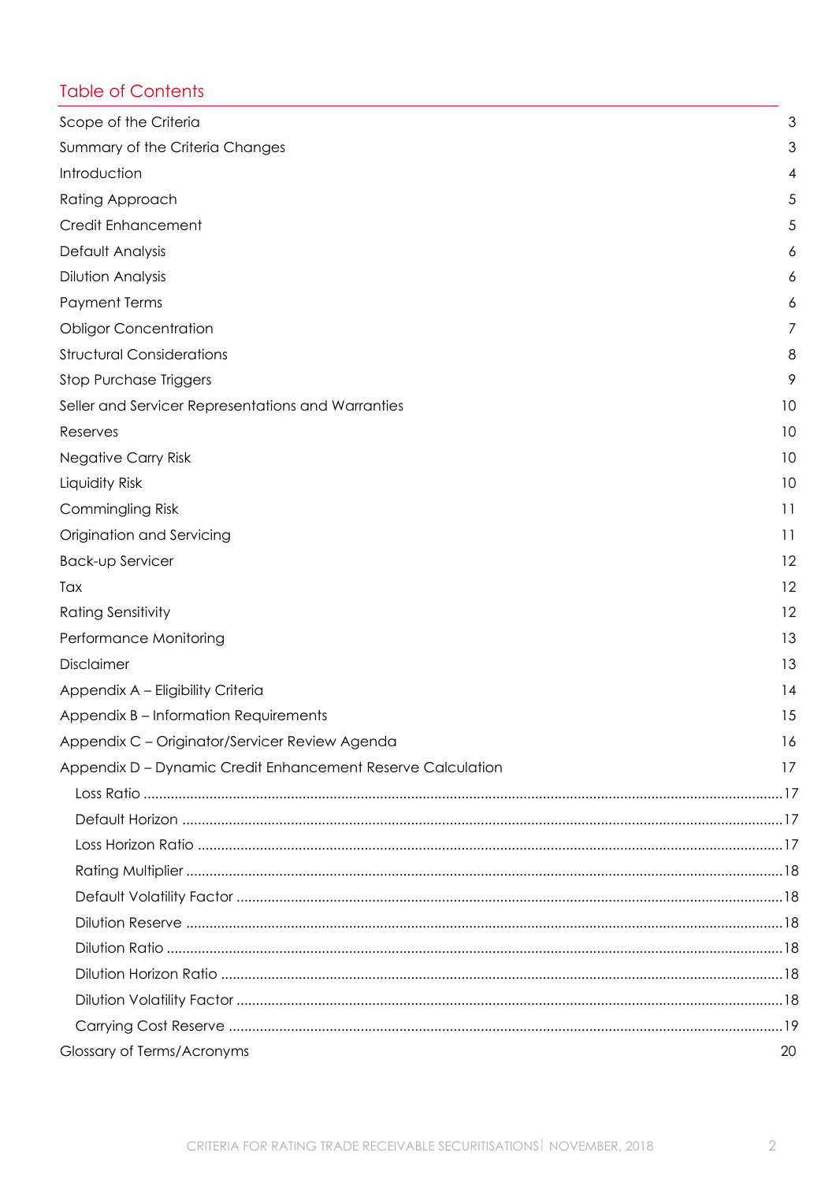## Table of Contents

| | |
|---|---|
| Scope of the Criteria | 3 |
| Summary of the Criteria Changes | 3 |
| Introduction | 4 |
| Rating Approach | 5 |
| Credit Enhancement | 5 |
| Default Analysis | 6 |
| Dilution Analysis | 6 |
| Payment Terms | 6 |
| Obligor Concentration | 7 |
| Structural Considerations | 8 |
| Stop Purchase Triggers | 9 |
| Seller and Servicer Representations and Warranties | 10 |
| Reserves | 10 |
| Negative Carry Risk | 10 |
| Liquidity Risk | 10 |
| Commingling Risk | 11 |
| Origination and Servicing | 11 |
| Back-up Servicer | 12 |
| Tax | 12 |
| Rating Sensitivity | 12 |
| Performance Monitoring | 13 |
| Disclaimer | 13 |
| Appendix A – Eligibility Criteria | 14 |
| Appendix B – Information Requirements | 15 |
| Appendix C – Originator/Servicer Review Agenda | 16 |
| Appendix D – Dynamic Credit Enhancement Reserve Calculation | 17 |
| Loss Ratio | 17 |
| Default Horizon | 17 |
| Loss Horizon Ratio | 17 |
| Rating Multiplier | 18 |
| Default Volatility Factor | 18 |
| Dilution Reserve | 18 |
| Dilution Ratio | 18 |
| Dilution Horizon Ratio | 18 |
| Dilution Volatility Factor | 18 |
| Carrying Cost Reserve | 19 |
| Glossary of Terms/Acronyms | 20 |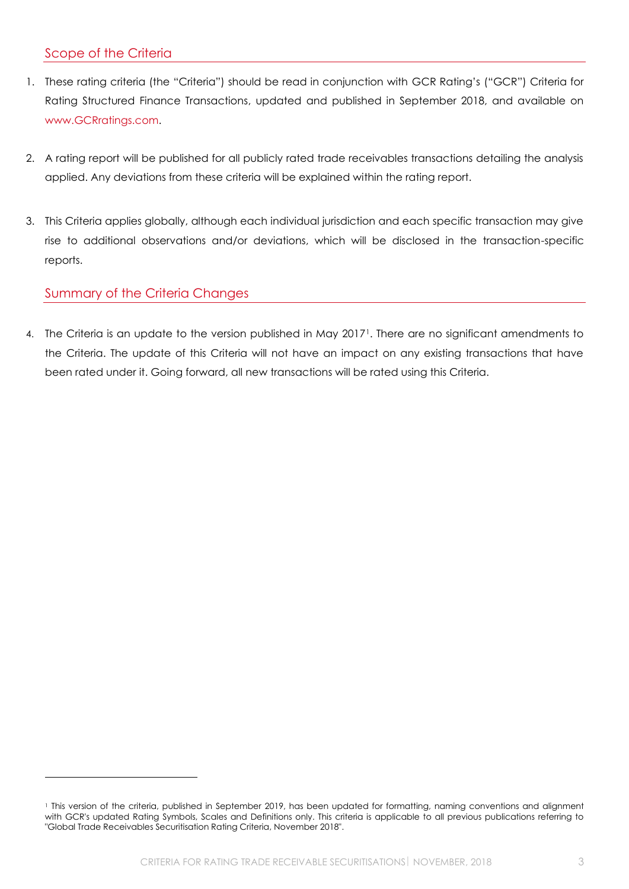## Scope of the Criteria

1. These rating criteria (the "Criteria") should be read in conjunction with GCR Rating's ("GCR") Criteria for Rating Structured Finance Transactions, updated and published in September 2018, and available on www.GCRratings.com.

2. A rating report will be published for all publicly rated trade receivables transactions detailing the analysis applied. Any deviations from these criteria will be explained within the rating report.

3. This Criteria applies globally, although each individual jurisdiction and each specific transaction may give rise to additional observations and/or deviations, which will be disclosed in the transaction-specific reports.

## Summary of the Criteria Changes

4. The Criteria is an update to the version published in May 2017[1]. There are no significant amendments to the Criteria. The update of this Criteria will not have an impact on any existing transactions that have been rated under it. Going forward, all new transactions will be rated using this Criteria.

---

[1] This version of the criteria, published in September 2019, has been updated for formatting, naming conventions and alignment with GCR's updated Rating Symbols, Scales and Definitions only. This criteria is applicable to all previous publications referring to "Global Trade Receivables Securitisation Rating Criteria, November 2018".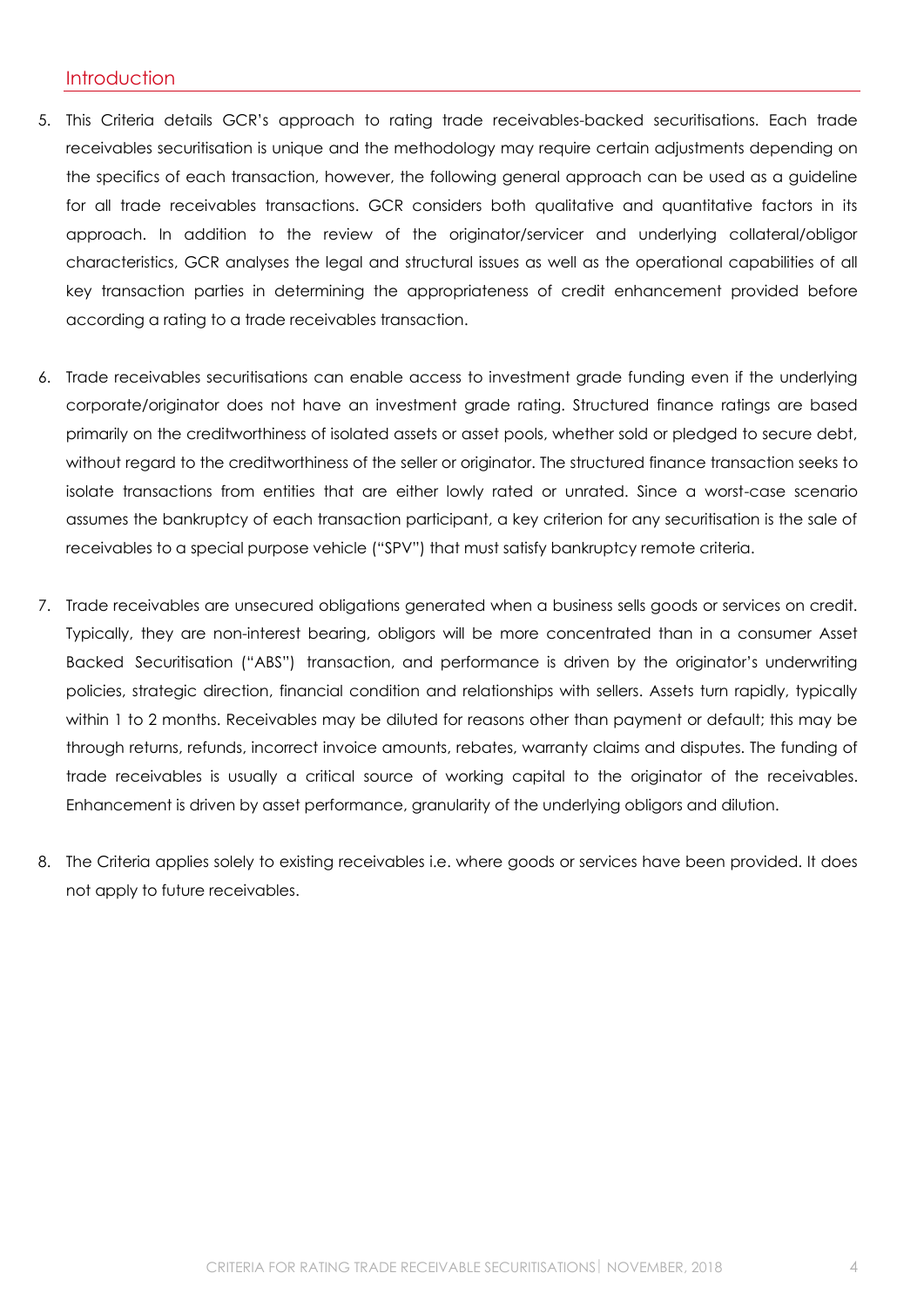## Introduction

5. This Criteria details GCR's approach to rating trade receivables-backed securitisations. Each trade receivables securitisation is unique and the methodology may require certain adjustments depending on the specifics of each transaction, however, the following general approach can be used as a guideline for all trade receivables transactions. GCR considers both qualitative and quantitative factors in its approach. In addition to the review of the originator/servicer and underlying collateral/obligor characteristics, GCR analyses the legal and structural issues as well as the operational capabilities of all key transaction parties in determining the appropriateness of credit enhancement provided before according a rating to a trade receivables transaction.

6. Trade receivables securitisations can enable access to investment grade funding even if the underlying corporate/originator does not have an investment grade rating. Structured finance ratings are based primarily on the creditworthiness of isolated assets or asset pools, whether sold or pledged to secure debt, without regard to the creditworthiness of the seller or originator. The structured finance transaction seeks to isolate transactions from entities that are either lowly rated or unrated. Since a worst-case scenario assumes the bankruptcy of each transaction participant, a key criterion for any securitisation is the sale of receivables to a special purpose vehicle ("SPV") that must satisfy bankruptcy remote criteria.

7. Trade receivables are unsecured obligations generated when a business sells goods or services on credit. Typically, they are non-interest bearing, obligors will be more concentrated than in a consumer Asset Backed Securitisation ("ABS") transaction, and performance is driven by the originator's underwriting policies, strategic direction, financial condition and relationships with sellers. Assets turn rapidly, typically within 1 to 2 months. Receivables may be diluted for reasons other than payment or default; this may be through returns, refunds, incorrect invoice amounts, rebates, warranty claims and disputes. The funding of trade receivables is usually a critical source of working capital to the originator of the receivables. Enhancement is driven by asset performance, granularity of the underlying obligors and dilution.

8. The Criteria applies solely to existing receivables i.e. where goods or services have been provided. It does not apply to future receivables.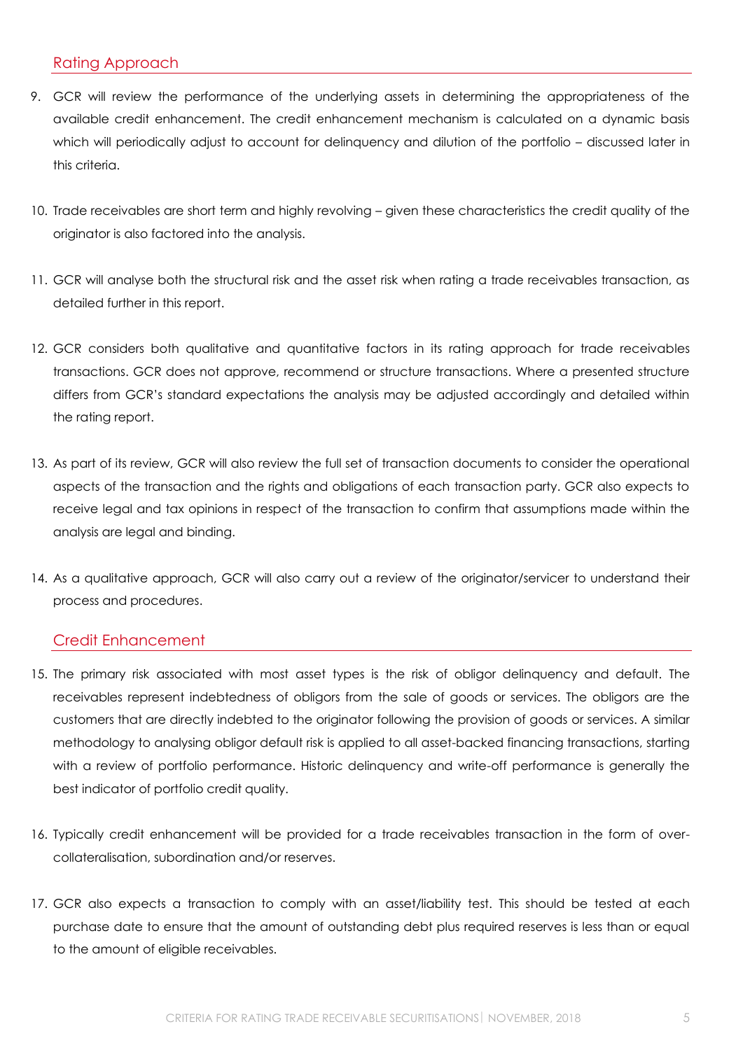## Rating Approach

9. GCR will review the performance of the underlying assets in determining the appropriateness of the available credit enhancement. The credit enhancement mechanism is calculated on a dynamic basis which will periodically adjust to account for delinquency and dilution of the portfolio – discussed later in this criteria.

10. Trade receivables are short term and highly revolving – given these characteristics the credit quality of the originator is also factored into the analysis.

11. GCR will analyse both the structural risk and the asset risk when rating a trade receivables transaction, as detailed further in this report.

12. GCR considers both qualitative and quantitative factors in its rating approach for trade receivables transactions. GCR does not approve, recommend or structure transactions. Where a presented structure differs from GCR's standard expectations the analysis may be adjusted accordingly and detailed within the rating report.

13. As part of its review, GCR will also review the full set of transaction documents to consider the operational aspects of the transaction and the rights and obligations of each transaction party. GCR also expects to receive legal and tax opinions in respect of the transaction to confirm that assumptions made within the analysis are legal and binding.

14. As a qualitative approach, GCR will also carry out a review of the originator/servicer to understand their process and procedures.

## Credit Enhancement

15. The primary risk associated with most asset types is the risk of obligor delinquency and default. The receivables represent indebtedness of obligors from the sale of goods or services. The obligors are the customers that are directly indebted to the originator following the provision of goods or services. A similar methodology to analysing obligor default risk is applied to all asset-backed financing transactions, starting with a review of portfolio performance. Historic delinquency and write-off performance is generally the best indicator of portfolio credit quality.

16. Typically credit enhancement will be provided for a trade receivables transaction in the form of over-collateralisation, subordination and/or reserves.

17. GCR also expects a transaction to comply with an asset/liability test. This should be tested at each purchase date to ensure that the amount of outstanding debt plus required reserves is less than or equal to the amount of eligible receivables.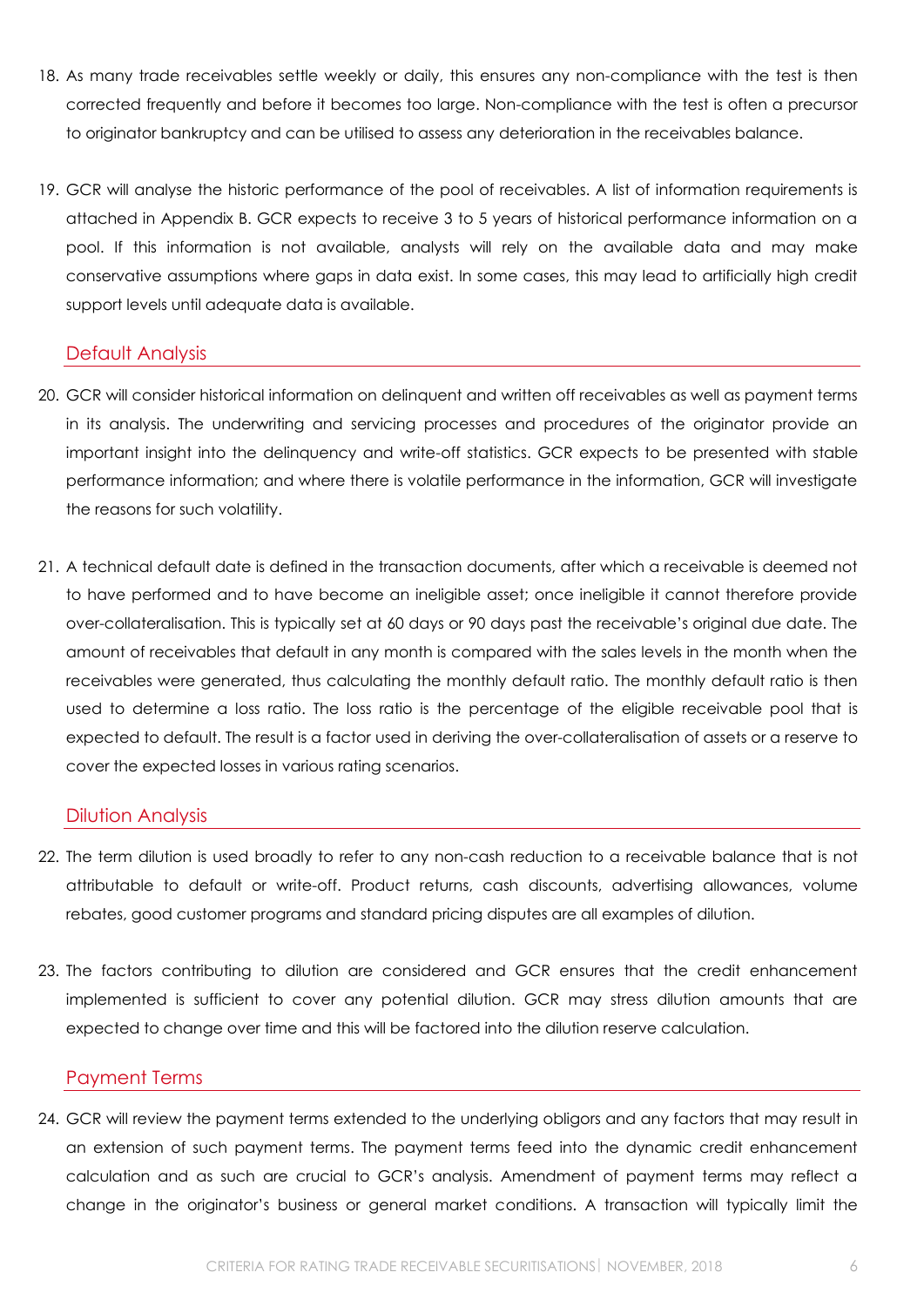18. As many trade receivables settle weekly or daily, this ensures any non-compliance with the test is then corrected frequently and before it becomes too large. Non-compliance with the test is often a precursor to originator bankruptcy and can be utilised to assess any deterioration in the receivables balance.

19. GCR will analyse the historic performance of the pool of receivables. A list of information requirements is attached in Appendix B. GCR expects to receive 3 to 5 years of historical performance information on a pool. If this information is not available, analysts will rely on the available data and may make conservative assumptions where gaps in data exist. In some cases, this may lead to artificially high credit support levels until adequate data is available.

## Default Analysis

20. GCR will consider historical information on delinquent and written off receivables as well as payment terms in its analysis. The underwriting and servicing processes and procedures of the originator provide an important insight into the delinquency and write-off statistics. GCR expects to be presented with stable performance information; and where there is volatile performance in the information, GCR will investigate the reasons for such volatility.

21. A technical default date is defined in the transaction documents, after which a receivable is deemed not to have performed and to have become an ineligible asset; once ineligible it cannot therefore provide over-collateralisation. This is typically set at 60 days or 90 days past the receivable's original due date. The amount of receivables that default in any month is compared with the sales levels in the month when the receivables were generated, thus calculating the monthly default ratio. The monthly default ratio is then used to determine a loss ratio. The loss ratio is the percentage of the eligible receivable pool that is expected to default. The result is a factor used in deriving the over-collateralisation of assets or a reserve to cover the expected losses in various rating scenarios.

## Dilution Analysis

22. The term dilution is used broadly to refer to any non-cash reduction to a receivable balance that is not attributable to default or write-off. Product returns, cash discounts, advertising allowances, volume rebates, good customer programs and standard pricing disputes are all examples of dilution.

23. The factors contributing to dilution are considered and GCR ensures that the credit enhancement implemented is sufficient to cover any potential dilution. GCR may stress dilution amounts that are expected to change over time and this will be factored into the dilution reserve calculation.

## Payment Terms

24. GCR will review the payment terms extended to the underlying obligors and any factors that may result in an extension of such payment terms. The payment terms feed into the dynamic credit enhancement calculation and as such are crucial to GCR's analysis. Amendment of payment terms may reflect a change in the originator's business or general market conditions. A transaction will typically limit the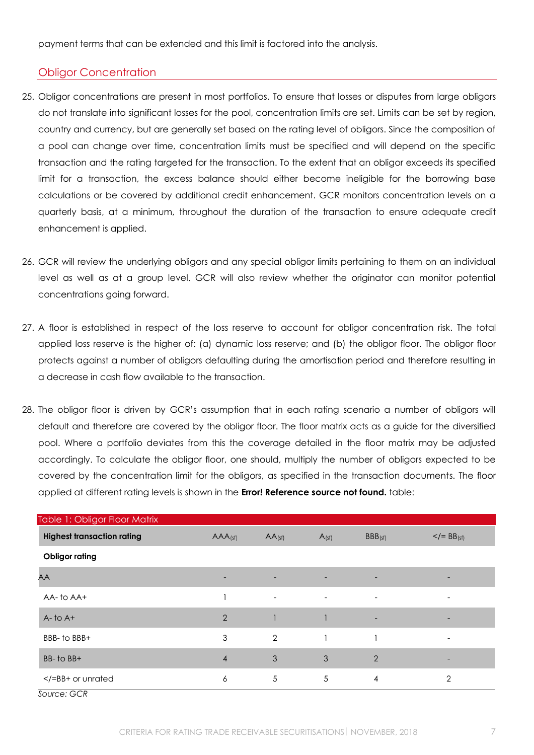payment terms that can be extended and this limit is factored into the analysis.

## Obligor Concentration

25. Obligor concentrations are present in most portfolios. To ensure that losses or disputes from large obligors do not translate into significant losses for the pool, concentration limits are set. Limits can be set by region, country and currency, but are generally set based on the rating level of obligors. Since the composition of a pool can change over time, concentration limits must be specified and will depend on the specific transaction and the rating targeted for the transaction. To the extent that an obligor exceeds its specified limit for a transaction, the excess balance should either become ineligible for the borrowing base calculations or be covered by additional credit enhancement. GCR monitors concentration levels on a quarterly basis, at a minimum, throughout the duration of the transaction to ensure adequate credit enhancement is applied.

26. GCR will review the underlying obligors and any special obligor limits pertaining to them on an individual level as well as at a group level. GCR will also review whether the originator can monitor potential concentrations going forward.

27. A floor is established in respect of the loss reserve to account for obligor concentration risk. The total applied loss reserve is the higher of: (a) dynamic loss reserve; and (b) the obligor floor. The obligor floor protects against a number of obligors defaulting during the amortisation period and therefore resulting in a decrease in cash flow available to the transaction.

28. The obligor floor is driven by GCR's assumption that in each rating scenario a number of obligors will default and therefore are covered by the obligor floor. The floor matrix acts as a guide for the diversified pool. Where a portfolio deviates from this the coverage detailed in the floor matrix may be adjusted accordingly. To calculate the obligor floor, one should, multiply the number of obligors expected to be covered by the concentration limit for the obligors, as specified in the transaction documents. The floor applied at different rating levels is shown in the **Error! Reference source not found.** table:

Table 1: Obligor Floor Matrix

| **Highest transaction rating** | AAA$_{(sf)}$ | AA$_{(sf)}$ | A$_{(sf)}$ | BBB$_{(sf)}$ | </= BB$_{(sf)}$ |
|---|---|---|---|---|---|
| **Obligor rating** | | | | | |
| AA | - | - | - | - | - |
| AA- to AA+ | 1 | - | - | - | - |
| A- to A+ | 2 | 1 | 1 | - | - |
| BBB- to BBB+ | 3 | 2 | 1 | 1 | - |
| BB- to BB+ | 4 | 3 | 3 | 2 | - |
| </=BB+ or unrated | 6 | 5 | 5 | 4 | 2 |

*Source: GCR*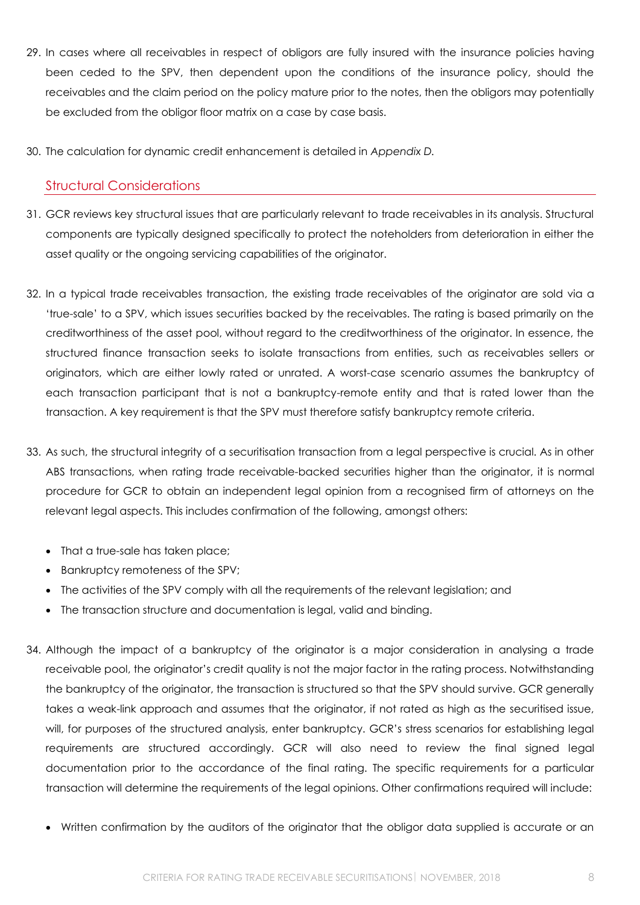29. In cases where all receivables in respect of obligors are fully insured with the insurance policies having been ceded to the SPV, then dependent upon the conditions of the insurance policy, should the receivables and the claim period on the policy mature prior to the notes, then the obligors may potentially be excluded from the obligor floor matrix on a case by case basis.

30. The calculation for dynamic credit enhancement is detailed in *Appendix D.*

## Structural Considerations

31. GCR reviews key structural issues that are particularly relevant to trade receivables in its analysis. Structural components are typically designed specifically to protect the noteholders from deterioration in either the asset quality or the ongoing servicing capabilities of the originator.

32. In a typical trade receivables transaction, the existing trade receivables of the originator are sold via a 'true-sale' to a SPV, which issues securities backed by the receivables. The rating is based primarily on the creditworthiness of the asset pool, without regard to the creditworthiness of the originator. In essence, the structured finance transaction seeks to isolate transactions from entities, such as receivables sellers or originators, which are either lowly rated or unrated. A worst-case scenario assumes the bankruptcy of each transaction participant that is not a bankruptcy-remote entity and that is rated lower than the transaction. A key requirement is that the SPV must therefore satisfy bankruptcy remote criteria.

33. As such, the structural integrity of a securitisation transaction from a legal perspective is crucial. As in other ABS transactions, when rating trade receivable-backed securities higher than the originator, it is normal procedure for GCR to obtain an independent legal opinion from a recognised firm of attorneys on the relevant legal aspects. This includes confirmation of the following, amongst others:

   - That a true-sale has taken place;
   - Bankruptcy remoteness of the SPV;
   - The activities of the SPV comply with all the requirements of the relevant legislation; and
   - The transaction structure and documentation is legal, valid and binding.

34. Although the impact of a bankruptcy of the originator is a major consideration in analysing a trade receivable pool, the originator's credit quality is not the major factor in the rating process. Notwithstanding the bankruptcy of the originator, the transaction is structured so that the SPV should survive. GCR generally takes a weak-link approach and assumes that the originator, if not rated as high as the securitised issue, will, for purposes of the structured analysis, enter bankruptcy. GCR's stress scenarios for establishing legal requirements are structured accordingly. GCR will also need to review the final signed legal documentation prior to the accordance of the final rating. The specific requirements for a particular transaction will determine the requirements of the legal opinions. Other confirmations required will include:

   - Written confirmation by the auditors of the originator that the obligor data supplied is accurate or an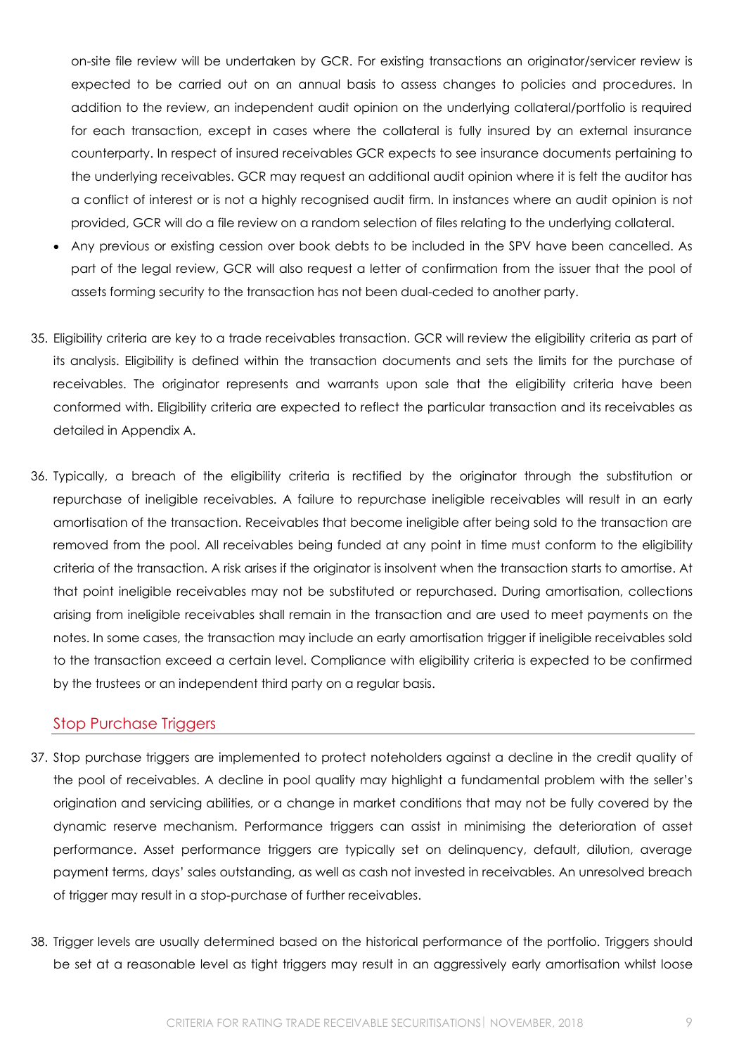on-site file review will be undertaken by GCR. For existing transactions an originator/servicer review is expected to be carried out on an annual basis to assess changes to policies and procedures. In addition to the review, an independent audit opinion on the underlying collateral/portfolio is required for each transaction, except in cases where the collateral is fully insured by an external insurance counterparty. In respect of insured receivables GCR expects to see insurance documents pertaining to the underlying receivables. GCR may request an additional audit opinion where it is felt the auditor has a conflict of interest or is not a highly recognised audit firm. In instances where an audit opinion is not provided, GCR will do a file review on a random selection of files relating to the underlying collateral.

- Any previous or existing cession over book debts to be included in the SPV have been cancelled. As part of the legal review, GCR will also request a letter of confirmation from the issuer that the pool of assets forming security to the transaction has not been dual-ceded to another party.

35. Eligibility criteria are key to a trade receivables transaction. GCR will review the eligibility criteria as part of its analysis. Eligibility is defined within the transaction documents and sets the limits for the purchase of receivables. The originator represents and warrants upon sale that the eligibility criteria have been conformed with. Eligibility criteria are expected to reflect the particular transaction and its receivables as detailed in Appendix A.

36. Typically, a breach of the eligibility criteria is rectified by the originator through the substitution or repurchase of ineligible receivables. A failure to repurchase ineligible receivables will result in an early amortisation of the transaction. Receivables that become ineligible after being sold to the transaction are removed from the pool. All receivables being funded at any point in time must conform to the eligibility criteria of the transaction. A risk arises if the originator is insolvent when the transaction starts to amortise. At that point ineligible receivables may not be substituted or repurchased. During amortisation, collections arising from ineligible receivables shall remain in the transaction and are used to meet payments on the notes. In some cases, the transaction may include an early amortisation trigger if ineligible receivables sold to the transaction exceed a certain level. Compliance with eligibility criteria is expected to be confirmed by the trustees or an independent third party on a regular basis.

## Stop Purchase Triggers

37. Stop purchase triggers are implemented to protect noteholders against a decline in the credit quality of the pool of receivables. A decline in pool quality may highlight a fundamental problem with the seller's origination and servicing abilities, or a change in market conditions that may not be fully covered by the dynamic reserve mechanism. Performance triggers can assist in minimising the deterioration of asset performance. Asset performance triggers are typically set on delinquency, default, dilution, average payment terms, days' sales outstanding, as well as cash not invested in receivables. An unresolved breach of trigger may result in a stop-purchase of further receivables.

38. Trigger levels are usually determined based on the historical performance of the portfolio. Triggers should be set at a reasonable level as tight triggers may result in an aggressively early amortisation whilst loose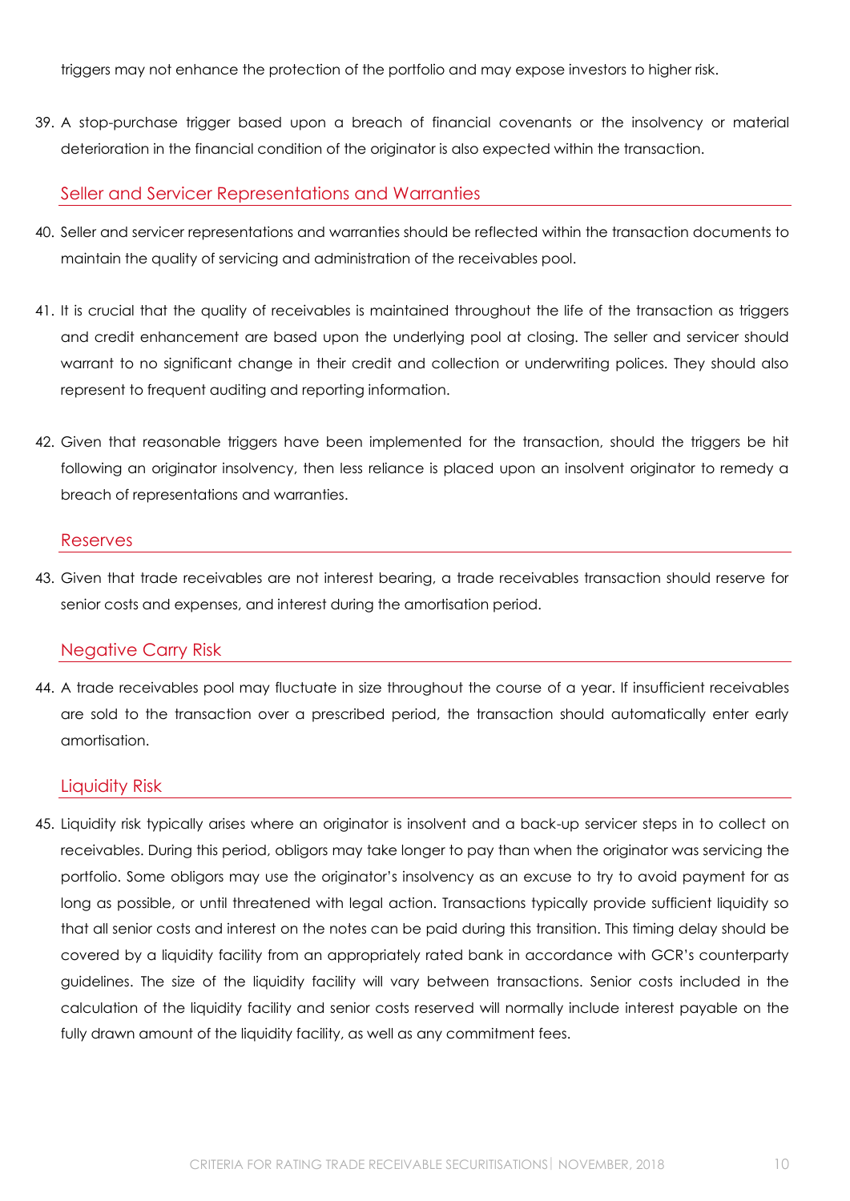triggers may not enhance the protection of the portfolio and may expose investors to higher risk.

39. A stop-purchase trigger based upon a breach of financial covenants or the insolvency or material deterioration in the financial condition of the originator is also expected within the transaction.

## Seller and Servicer Representations and Warranties

40. Seller and servicer representations and warranties should be reflected within the transaction documents to maintain the quality of servicing and administration of the receivables pool.

41. It is crucial that the quality of receivables is maintained throughout the life of the transaction as triggers and credit enhancement are based upon the underlying pool at closing. The seller and servicer should warrant to no significant change in their credit and collection or underwriting polices. They should also represent to frequent auditing and reporting information.

42. Given that reasonable triggers have been implemented for the transaction, should the triggers be hit following an originator insolvency, then less reliance is placed upon an insolvent originator to remedy a breach of representations and warranties.

## Reserves

43. Given that trade receivables are not interest bearing, a trade receivables transaction should reserve for senior costs and expenses, and interest during the amortisation period.

## Negative Carry Risk

44. A trade receivables pool may fluctuate in size throughout the course of a year. If insufficient receivables are sold to the transaction over a prescribed period, the transaction should automatically enter early amortisation.

## Liquidity Risk

45. Liquidity risk typically arises where an originator is insolvent and a back-up servicer steps in to collect on receivables. During this period, obligors may take longer to pay than when the originator was servicing the portfolio. Some obligors may use the originator's insolvency as an excuse to try to avoid payment for as long as possible, or until threatened with legal action. Transactions typically provide sufficient liquidity so that all senior costs and interest on the notes can be paid during this transition. This timing delay should be covered by a liquidity facility from an appropriately rated bank in accordance with GCR's counterparty guidelines. The size of the liquidity facility will vary between transactions. Senior costs included in the calculation of the liquidity facility and senior costs reserved will normally include interest payable on the fully drawn amount of the liquidity facility, as well as any commitment fees.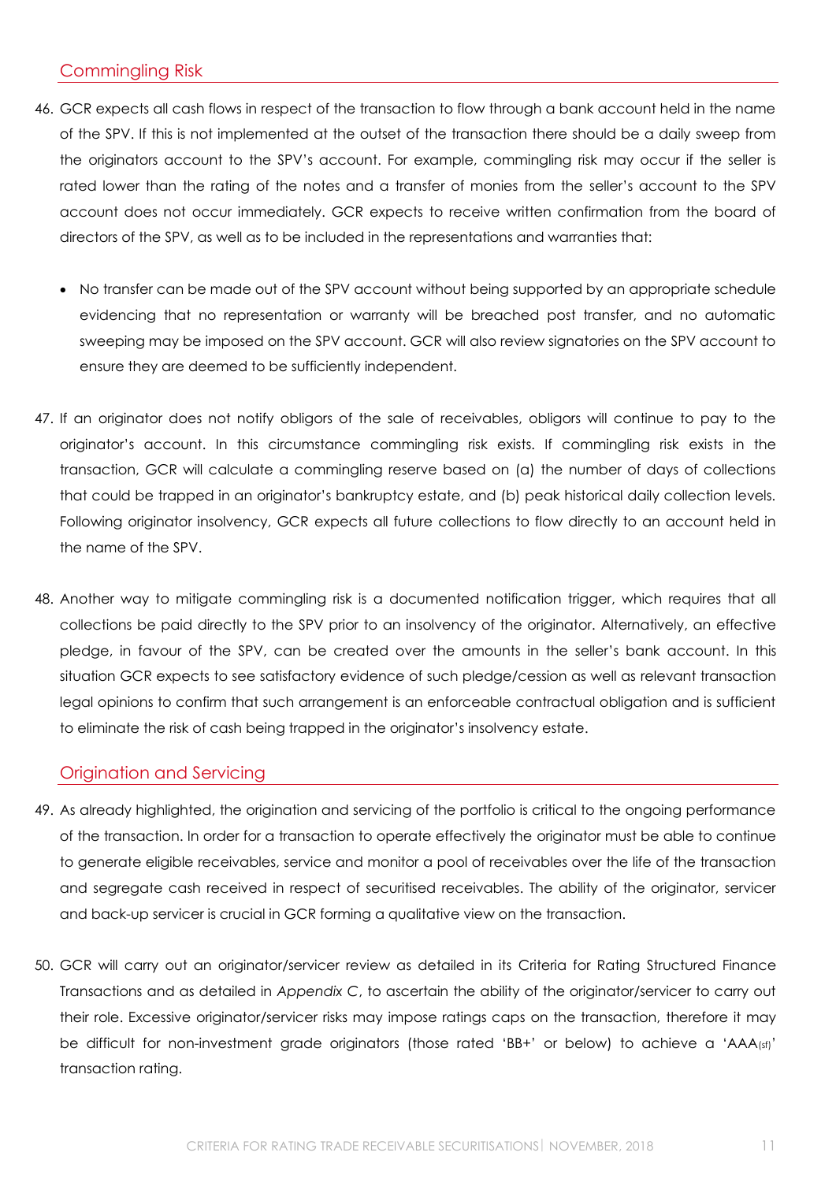## Commingling Risk

46. GCR expects all cash flows in respect of the transaction to flow through a bank account held in the name of the SPV. If this is not implemented at the outset of the transaction there should be a daily sweep from the originators account to the SPV's account. For example, commingling risk may occur if the seller is rated lower than the rating of the notes and a transfer of monies from the seller's account to the SPV account does not occur immediately. GCR expects to receive written confirmation from the board of directors of the SPV, as well as to be included in the representations and warranties that:

    - No transfer can be made out of the SPV account without being supported by an appropriate schedule evidencing that no representation or warranty will be breached post transfer, and no automatic sweeping may be imposed on the SPV account. GCR will also review signatories on the SPV account to ensure they are deemed to be sufficiently independent.

47. If an originator does not notify obligors of the sale of receivables, obligors will continue to pay to the originator's account. In this circumstance commingling risk exists. If commingling risk exists in the transaction, GCR will calculate a commingling reserve based on (a) the number of days of collections that could be trapped in an originator's bankruptcy estate, and (b) peak historical daily collection levels. Following originator insolvency, GCR expects all future collections to flow directly to an account held in the name of the SPV.

48. Another way to mitigate commingling risk is a documented notification trigger, which requires that all collections be paid directly to the SPV prior to an insolvency of the originator. Alternatively, an effective pledge, in favour of the SPV, can be created over the amounts in the seller's bank account. In this situation GCR expects to see satisfactory evidence of such pledge/cession as well as relevant transaction legal opinions to confirm that such arrangement is an enforceable contractual obligation and is sufficient to eliminate the risk of cash being trapped in the originator's insolvency estate.

## Origination and Servicing

49. As already highlighted, the origination and servicing of the portfolio is critical to the ongoing performance of the transaction. In order for a transaction to operate effectively the originator must be able to continue to generate eligible receivables, service and monitor a pool of receivables over the life of the transaction and segregate cash received in respect of securitised receivables. The ability of the originator, servicer and back-up servicer is crucial in GCR forming a qualitative view on the transaction.

50. GCR will carry out an originator/servicer review as detailed in its Criteria for Rating Structured Finance Transactions and as detailed in *Appendix C*, to ascertain the ability of the originator/servicer to carry out their role. Excessive originator/servicer risks may impose ratings caps on the transaction, therefore it may be difficult for non-investment grade originators (those rated 'BB+' or below) to achieve a 'AAA$_{(sf)}$' transaction rating.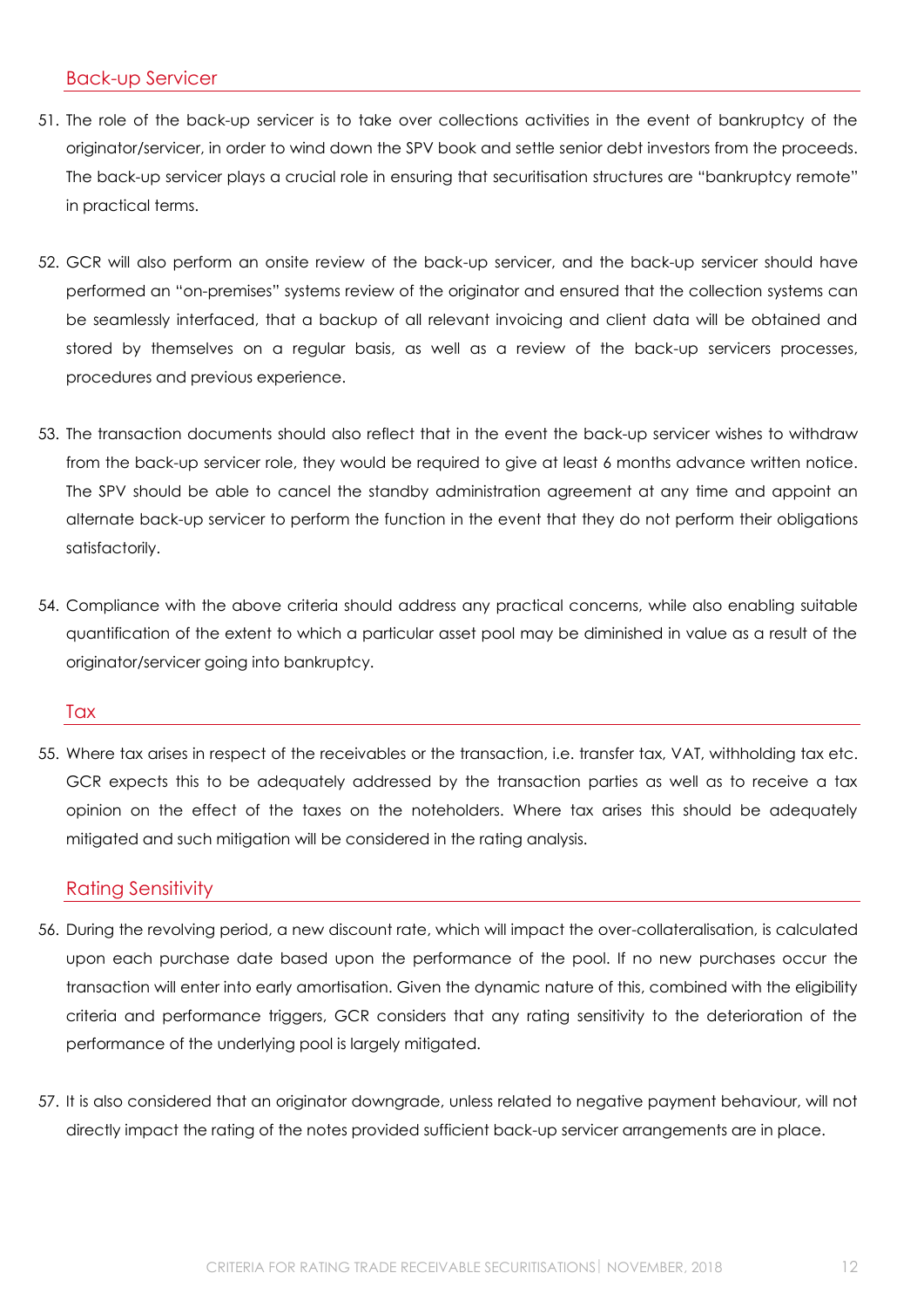## Back-up Servicer

51. The role of the back-up servicer is to take over collections activities in the event of bankruptcy of the originator/servicer, in order to wind down the SPV book and settle senior debt investors from the proceeds. The back-up servicer plays a crucial role in ensuring that securitisation structures are "bankruptcy remote" in practical terms.

52. GCR will also perform an onsite review of the back-up servicer, and the back-up servicer should have performed an "on-premises" systems review of the originator and ensured that the collection systems can be seamlessly interfaced, that a backup of all relevant invoicing and client data will be obtained and stored by themselves on a regular basis, as well as a review of the back-up servicers processes, procedures and previous experience.

53. The transaction documents should also reflect that in the event the back-up servicer wishes to withdraw from the back-up servicer role, they would be required to give at least 6 months advance written notice. The SPV should be able to cancel the standby administration agreement at any time and appoint an alternate back-up servicer to perform the function in the event that they do not perform their obligations satisfactorily.

54. Compliance with the above criteria should address any practical concerns, while also enabling suitable quantification of the extent to which a particular asset pool may be diminished in value as a result of the originator/servicer going into bankruptcy.

## Tax

55. Where tax arises in respect of the receivables or the transaction, i.e. transfer tax, VAT, withholding tax etc. GCR expects this to be adequately addressed by the transaction parties as well as to receive a tax opinion on the effect of the taxes on the noteholders. Where tax arises this should be adequately mitigated and such mitigation will be considered in the rating analysis.

## Rating Sensitivity

56. During the revolving period, a new discount rate, which will impact the over-collateralisation, is calculated upon each purchase date based upon the performance of the pool. If no new purchases occur the transaction will enter into early amortisation. Given the dynamic nature of this, combined with the eligibility criteria and performance triggers, GCR considers that any rating sensitivity to the deterioration of the performance of the underlying pool is largely mitigated.

57. It is also considered that an originator downgrade, unless related to negative payment behaviour, will not directly impact the rating of the notes provided sufficient back-up servicer arrangements are in place.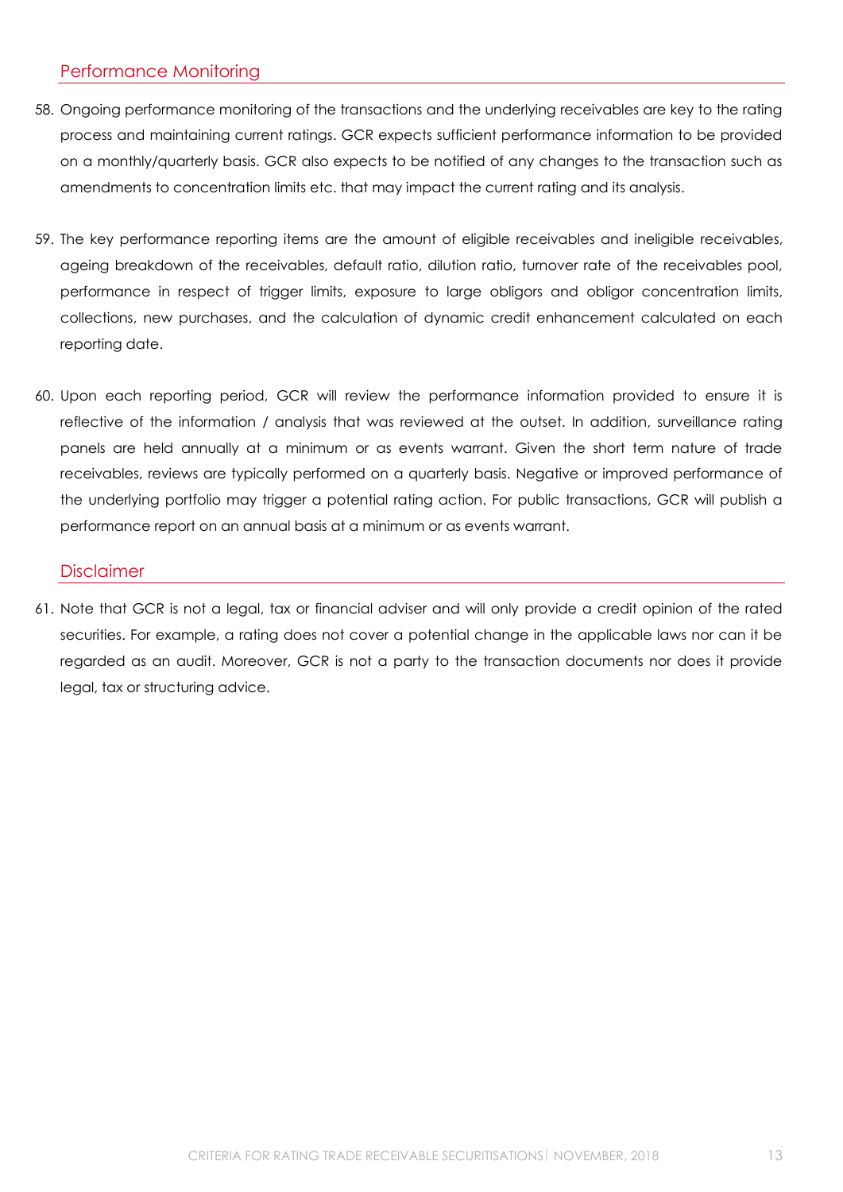## Performance Monitoring

58. Ongoing performance monitoring of the transactions and the underlying receivables are key to the rating process and maintaining current ratings. GCR expects sufficient performance information to be provided on a monthly/quarterly basis. GCR also expects to be notified of any changes to the transaction such as amendments to concentration limits etc. that may impact the current rating and its analysis.

59. The key performance reporting items are the amount of eligible receivables and ineligible receivables, ageing breakdown of the receivables, default ratio, dilution ratio, turnover rate of the receivables pool, performance in respect of trigger limits, exposure to large obligors and obligor concentration limits, collections, new purchases, and the calculation of dynamic credit enhancement calculated on each reporting date.

60. Upon each reporting period, GCR will review the performance information provided to ensure it is reflective of the information / analysis that was reviewed at the outset. In addition, surveillance rating panels are held annually at a minimum or as events warrant. Given the short term nature of trade receivables, reviews are typically performed on a quarterly basis. Negative or improved performance of the underlying portfolio may trigger a potential rating action. For public transactions, GCR will publish a performance report on an annual basis at a minimum or as events warrant.

## Disclaimer

61. Note that GCR is not a legal, tax or financial adviser and will only provide a credit opinion of the rated securities. For example, a rating does not cover a potential change in the applicable laws nor can it be regarded as an audit. Moreover, GCR is not a party to the transaction documents nor does it provide legal, tax or structuring advice.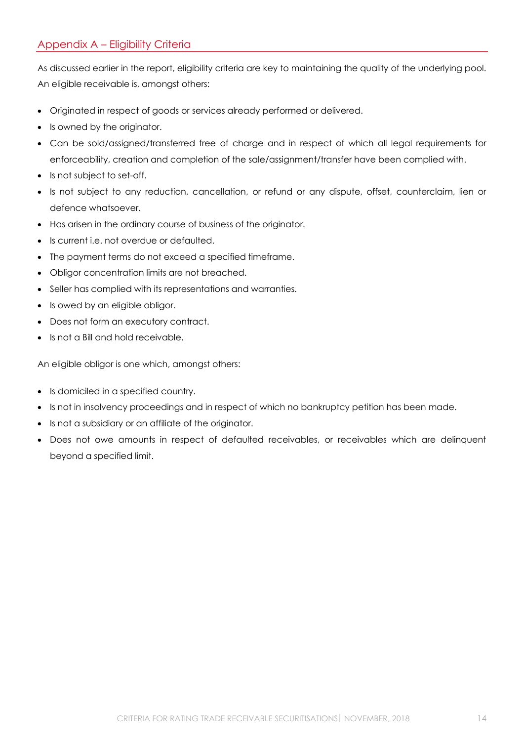## Appendix A – Eligibility Criteria

As discussed earlier in the report, eligibility criteria are key to maintaining the quality of the underlying pool. An eligible receivable is, amongst others:

- Originated in respect of goods or services already performed or delivered.
- Is owned by the originator.
- Can be sold/assigned/transferred free of charge and in respect of which all legal requirements for enforceability, creation and completion of the sale/assignment/transfer have been complied with.
- Is not subject to set-off.
- Is not subject to any reduction, cancellation, or refund or any dispute, offset, counterclaim, lien or defence whatsoever.
- Has arisen in the ordinary course of business of the originator.
- Is current i.e. not overdue or defaulted.
- The payment terms do not exceed a specified timeframe.
- Obligor concentration limits are not breached.
- Seller has complied with its representations and warranties.
- Is owed by an eligible obligor.
- Does not form an executory contract.
- Is not a Bill and hold receivable.

An eligible obligor is one which, amongst others:

- Is domiciled in a specified country.
- Is not in insolvency proceedings and in respect of which no bankruptcy petition has been made.
- Is not a subsidiary or an affiliate of the originator.
- Does not owe amounts in respect of defaulted receivables, or receivables which are delinquent beyond a specified limit.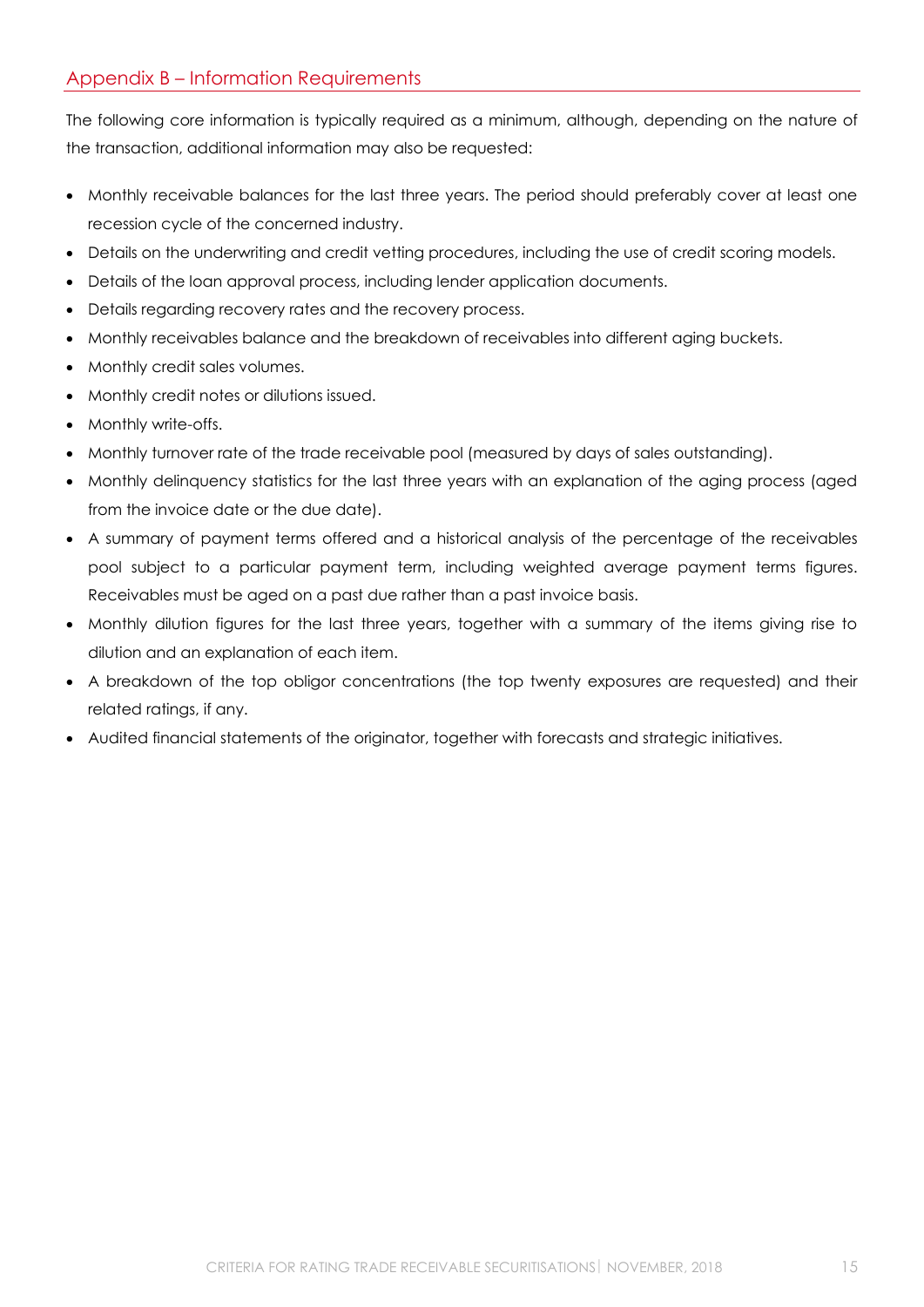## Appendix B – Information Requirements

The following core information is typically required as a minimum, although, depending on the nature of the transaction, additional information may also be requested:

- Monthly receivable balances for the last three years. The period should preferably cover at least one recession cycle of the concerned industry.
- Details on the underwriting and credit vetting procedures, including the use of credit scoring models.
- Details of the loan approval process, including lender application documents.
- Details regarding recovery rates and the recovery process.
- Monthly receivables balance and the breakdown of receivables into different aging buckets.
- Monthly credit sales volumes.
- Monthly credit notes or dilutions issued.
- Monthly write-offs.
- Monthly turnover rate of the trade receivable pool (measured by days of sales outstanding).
- Monthly delinquency statistics for the last three years with an explanation of the aging process (aged from the invoice date or the due date).
- A summary of payment terms offered and a historical analysis of the percentage of the receivables pool subject to a particular payment term, including weighted average payment terms figures. Receivables must be aged on a past due rather than a past invoice basis.
- Monthly dilution figures for the last three years, together with a summary of the items giving rise to dilution and an explanation of each item.
- A breakdown of the top obligor concentrations (the top twenty exposures are requested) and their related ratings, if any.
- Audited financial statements of the originator, together with forecasts and strategic initiatives.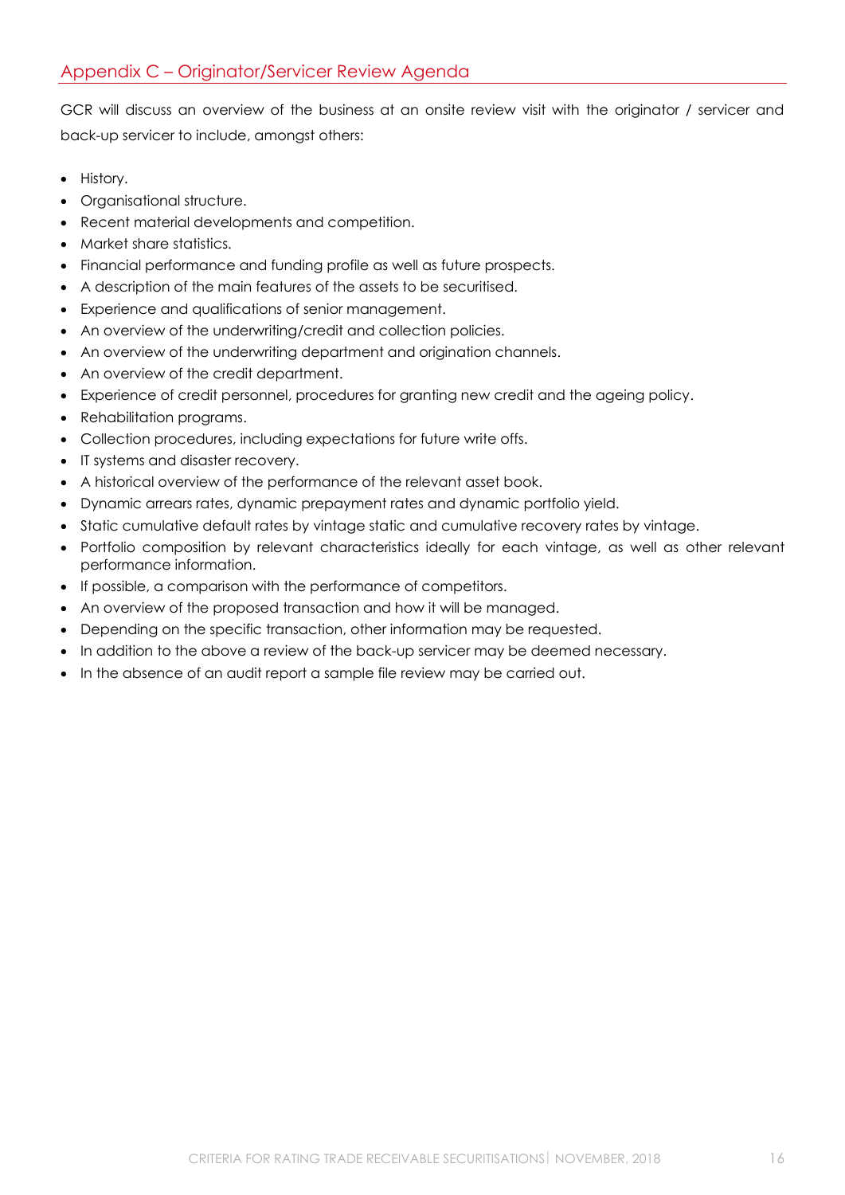## Appendix C – Originator/Servicer Review Agenda

GCR will discuss an overview of the business at an onsite review visit with the originator / servicer and back-up servicer to include, amongst others:

- History.
- Organisational structure.
- Recent material developments and competition.
- Market share statistics.
- Financial performance and funding profile as well as future prospects.
- A description of the main features of the assets to be securitised.
- Experience and qualifications of senior management.
- An overview of the underwriting/credit and collection policies.
- An overview of the underwriting department and origination channels.
- An overview of the credit department.
- Experience of credit personnel, procedures for granting new credit and the ageing policy.
- Rehabilitation programs.
- Collection procedures, including expectations for future write offs.
- IT systems and disaster recovery.
- A historical overview of the performance of the relevant asset book.
- Dynamic arrears rates, dynamic prepayment rates and dynamic portfolio yield.
- Static cumulative default rates by vintage static and cumulative recovery rates by vintage.
- Portfolio composition by relevant characteristics ideally for each vintage, as well as other relevant performance information.
- If possible, a comparison with the performance of competitors.
- An overview of the proposed transaction and how it will be managed.
- Depending on the specific transaction, other information may be requested.
- In addition to the above a review of the back-up servicer may be deemed necessary.
- In the absence of an audit report a sample file review may be carried out.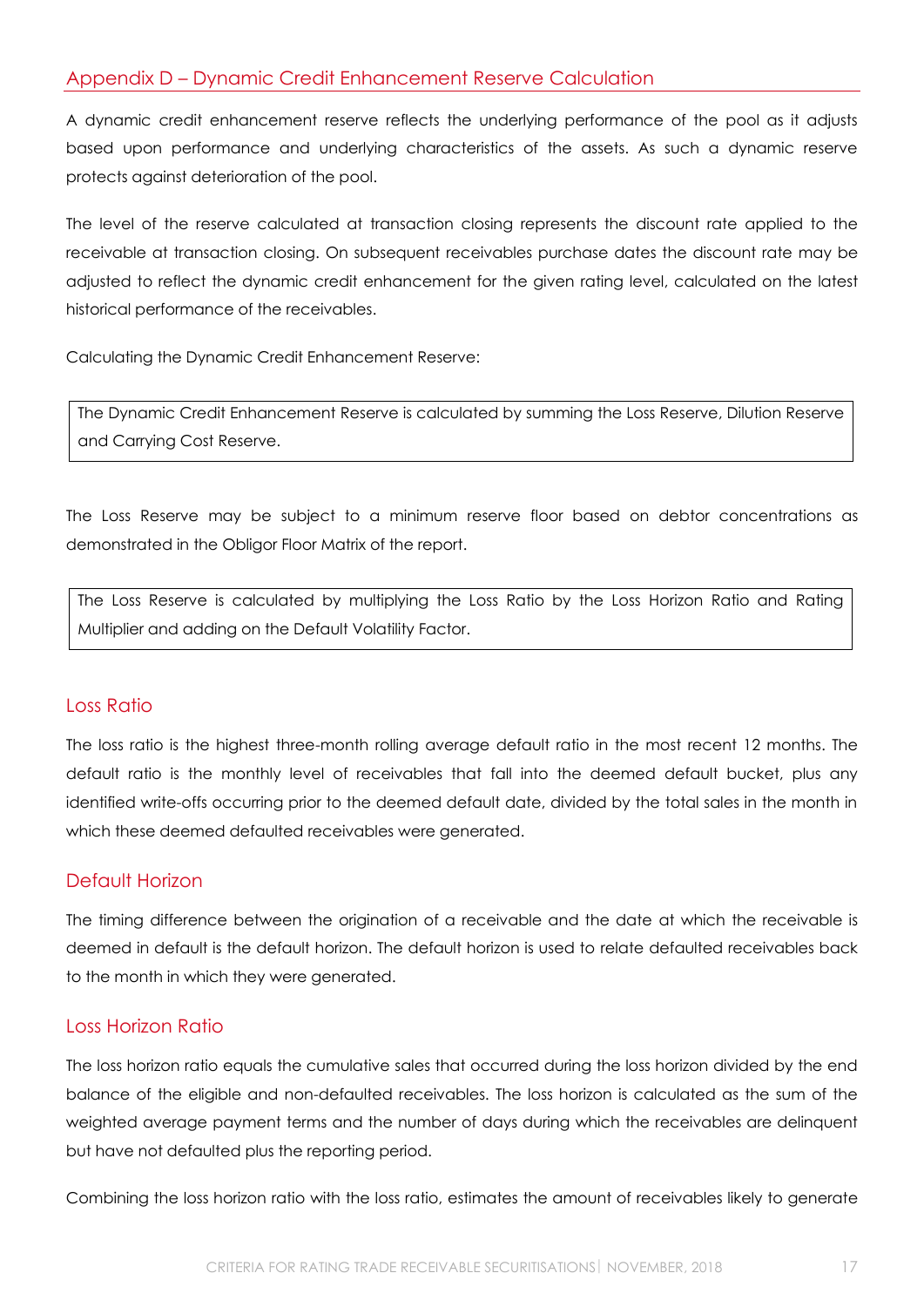## Appendix D – Dynamic Credit Enhancement Reserve Calculation

A dynamic credit enhancement reserve reflects the underlying performance of the pool as it adjusts based upon performance and underlying characteristics of the assets. As such a dynamic reserve protects against deterioration of the pool.

The level of the reserve calculated at transaction closing represents the discount rate applied to the receivable at transaction closing. On subsequent receivables purchase dates the discount rate may be adjusted to reflect the dynamic credit enhancement for the given rating level, calculated on the latest historical performance of the receivables.

Calculating the Dynamic Credit Enhancement Reserve:

> The Dynamic Credit Enhancement Reserve is calculated by summing the Loss Reserve, Dilution Reserve and Carrying Cost Reserve.

The Loss Reserve may be subject to a minimum reserve floor based on debtor concentrations as demonstrated in the Obligor Floor Matrix of the report.

> The Loss Reserve is calculated by multiplying the Loss Ratio by the Loss Horizon Ratio and Rating Multiplier and adding on the Default Volatility Factor.

### Loss Ratio

The loss ratio is the highest three-month rolling average default ratio in the most recent 12 months. The default ratio is the monthly level of receivables that fall into the deemed default bucket, plus any identified write-offs occurring prior to the deemed default date, divided by the total sales in the month in which these deemed defaulted receivables were generated.

### Default Horizon

The timing difference between the origination of a receivable and the date at which the receivable is deemed in default is the default horizon. The default horizon is used to relate defaulted receivables back to the month in which they were generated.

### Loss Horizon Ratio

The loss horizon ratio equals the cumulative sales that occurred during the loss horizon divided by the end balance of the eligible and non-defaulted receivables. The loss horizon is calculated as the sum of the weighted average payment terms and the number of days during which the receivables are delinquent but have not defaulted plus the reporting period.

Combining the loss horizon ratio with the loss ratio, estimates the amount of receivables likely to generate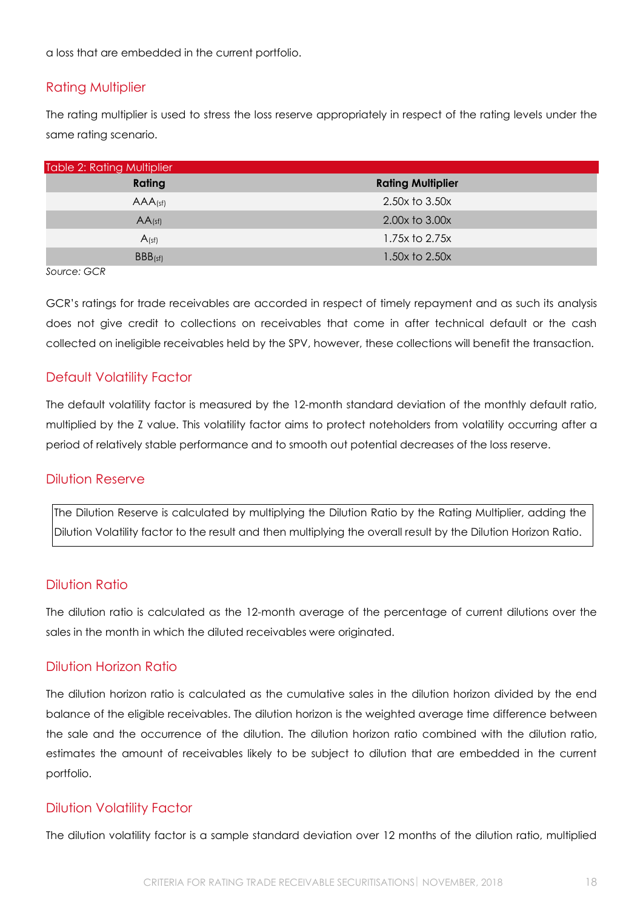a loss that are embedded in the current portfolio.

## Rating Multiplier

The rating multiplier is used to stress the loss reserve appropriately in respect of the rating levels under the same rating scenario.

Table 2: Rating Multiplier

| Rating | Rating Multiplier |
|---|---|
| $AAA_{(sf)}$ | 2.50x to 3.50x |
| $AA_{(sf)}$ | 2.00x to 3.00x |
| $A_{(sf)}$ | 1.75x to 2.75x |
| $BBB_{(sf)}$ | 1.50x to 2.50x |

*Source: GCR*

GCR's ratings for trade receivables are accorded in respect of timely repayment and as such its analysis does not give credit to collections on receivables that come in after technical default or the cash collected on ineligible receivables held by the SPV, however, these collections will benefit the transaction.

## Default Volatility Factor

The default volatility factor is measured by the 12-month standard deviation of the monthly default ratio, multiplied by the Z value. This volatility factor aims to protect noteholders from volatility occurring after a period of relatively stable performance and to smooth out potential decreases of the loss reserve.

## Dilution Reserve

The Dilution Reserve is calculated by multiplying the Dilution Ratio by the Rating Multiplier, adding the Dilution Volatility factor to the result and then multiplying the overall result by the Dilution Horizon Ratio.

## Dilution Ratio

The dilution ratio is calculated as the 12-month average of the percentage of current dilutions over the sales in the month in which the diluted receivables were originated.

## Dilution Horizon Ratio

The dilution horizon ratio is calculated as the cumulative sales in the dilution horizon divided by the end balance of the eligible receivables. The dilution horizon is the weighted average time difference between the sale and the occurrence of the dilution. The dilution horizon ratio combined with the dilution ratio, estimates the amount of receivables likely to be subject to dilution that are embedded in the current portfolio.

## Dilution Volatility Factor

The dilution volatility factor is a sample standard deviation over 12 months of the dilution ratio, multiplied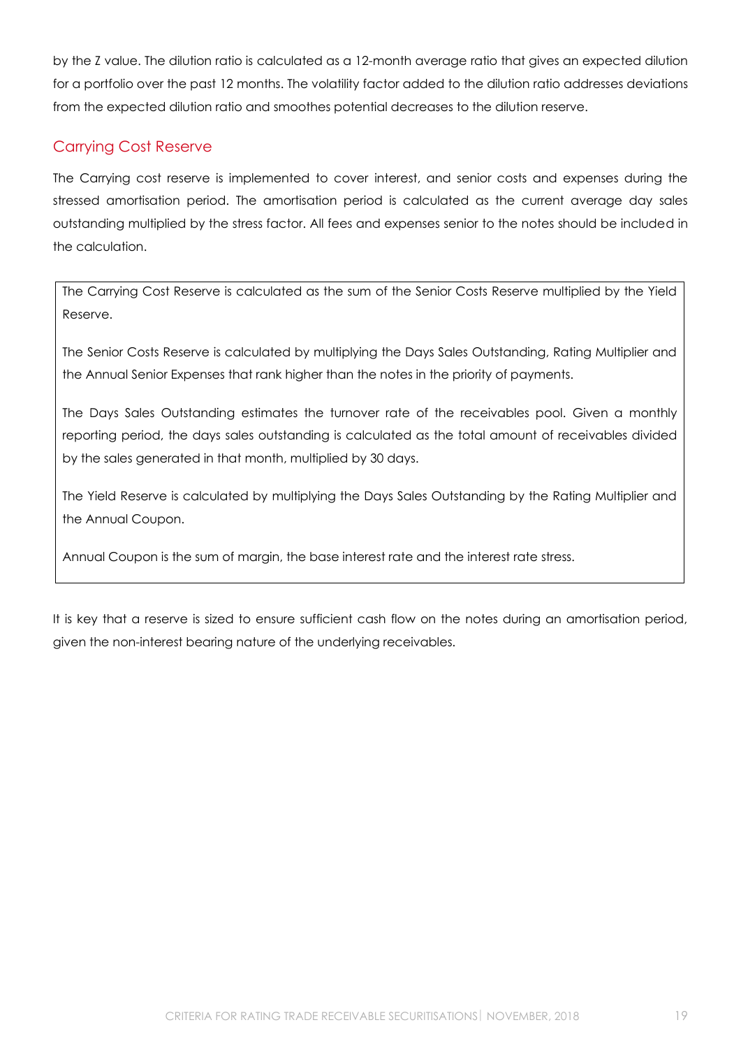by the Z value. The dilution ratio is calculated as a 12-month average ratio that gives an expected dilution for a portfolio over the past 12 months. The volatility factor added to the dilution ratio addresses deviations from the expected dilution ratio and smoothes potential decreases to the dilution reserve.

## Carrying Cost Reserve

The Carrying cost reserve is implemented to cover interest, and senior costs and expenses during the stressed amortisation period. The amortisation period is calculated as the current average day sales outstanding multiplied by the stress factor. All fees and expenses senior to the notes should be included in the calculation.

> The Carrying Cost Reserve is calculated as the sum of the Senior Costs Reserve multiplied by the Yield Reserve.
>
> The Senior Costs Reserve is calculated by multiplying the Days Sales Outstanding, Rating Multiplier and the Annual Senior Expenses that rank higher than the notes in the priority of payments.
>
> The Days Sales Outstanding estimates the turnover rate of the receivables pool. Given a monthly reporting period, the days sales outstanding is calculated as the total amount of receivables divided by the sales generated in that month, multiplied by 30 days.
>
> The Yield Reserve is calculated by multiplying the Days Sales Outstanding by the Rating Multiplier and the Annual Coupon.
>
> Annual Coupon is the sum of margin, the base interest rate and the interest rate stress.

It is key that a reserve is sized to ensure sufficient cash flow on the notes during an amortisation period, given the non-interest bearing nature of the underlying receivables.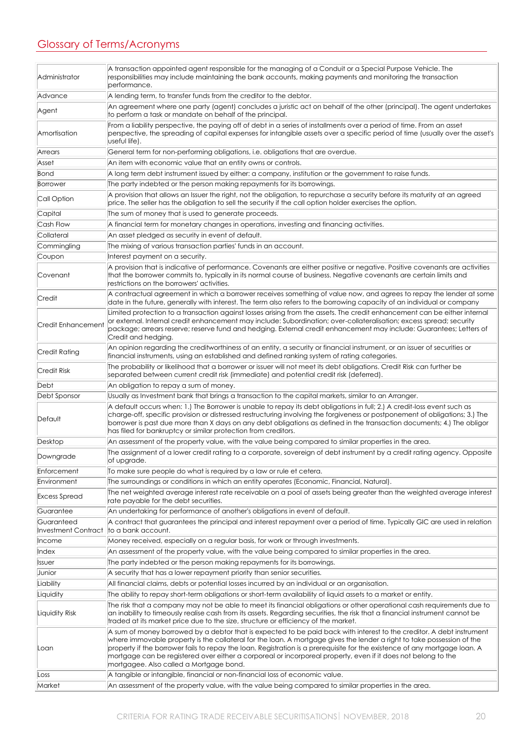# Glossary of Terms/Acronyms

| | |
|---|---|
| Administrator | A transaction appointed agent responsible for the managing of a Conduit or a Special Purpose Vehicle. The responsibilities may include maintaining the bank accounts, making payments and monitoring the transaction performance. |
| Advance | A lending term, to transfer funds from the creditor to the debtor. |
| Agent | An agreement where one party (agent) concludes a juristic act on behalf of the other (principal). The agent undertakes to perform a task or mandate on behalf of the principal. |
| Amortisation | From a liability perspective, the paying off of debt in a series of installments over a period of time. From an asset perspective, the spreading of capital expenses for intangible assets over a specific period of time (usually over the asset's useful life). |
| Arrears | General term for non-performing obligations, i.e. obligations that are overdue. |
| Asset | An item with economic value that an entity owns or controls. |
| Bond | A long term debt instrument issued by either: a company, institution or the government to raise funds. |
| Borrower | The party indebted or the person making repayments for its borrowings. |
| Call Option | A provision that allows an Issuer the right, not the obligation, to repurchase a security before its maturity at an agreed price. The seller has the obligation to sell the security if the call option holder exercises the option. |
| Capital | The sum of money that is used to generate proceeds. |
| Cash Flow | A financial term for monetary changes in operations, investing and financing activities. |
| Collateral | An asset pledged as security in event of default. |
| Commingling | The mixing of various transaction parties' funds in an account. |
| Coupon | Interest payment on a security. |
| Covenant | A provision that is indicative of performance. Covenants are either positive or negative. Positive covenants are activities that the borrower commits to, typically in its normal course of business. Negative covenants are certain limits and restrictions on the borrowers' activities. |
| Credit | A contractual agreement in which a borrower receives something of value now, and agrees to repay the lender at some date in the future, generally with interest. The term also refers to the borrowing capacity of an individual or company |
| Credit Enhancement | Limited protection to a transaction against losses arising from the assets. The credit enhancement can be either internal or external. Internal credit enhancement may include: Subordination; over-collateralisation; excess spread; security package; arrears reserve; reserve fund and hedging. External credit enhancement may include: Guarantees; Letters of Credit and hedging. |
| Credit Rating | An opinion regarding the creditworthiness of an entity, a security or financial instrument, or an issuer of securities or financial instruments, using an established and defined ranking system of rating categories. |
| Credit Risk | The probability or likelihood that a borrower or issuer will not meet its debt obligations. Credit Risk can further be separated between current credit risk (immediate) and potential credit risk (deferred). |
| Debt | An obligation to repay a sum of money. |
| Debt Sponsor | Usually as Investment bank that brings a transaction to the capital markets, similar to an Arranger. |
| Default | A default occurs when: 1.) The Borrower is unable to repay its debt obligations in full; 2.) A credit-loss event such as charge-off, specific provision or distressed restructuring involving the forgiveness or postponement of obligations; 3.) The borrower is past due more than X days on any debt obligations as defined in the transaction documents; 4.) The obligor has filed for bankruptcy or similar protection from creditors. |
| Desktop | An assessment of the property value, with the value being compared to similar properties in the area. |
| Downgrade | The assignment of a lower credit rating to a corporate, sovereign of debt instrument by a credit rating agency. Opposite of upgrade. |
| Enforcement | To make sure people do what is required by a law or rule et cetera. |
| Environment | The surroundings or conditions in which an entity operates (Economic, Financial, Natural). |
| Excess Spread | The net weighted average interest rate receivable on a pool of assets being greater than the weighted average interest rate payable for the debt securities. |
| Guarantee | An undertaking for performance of another's obligations in event of default. |
| Guaranteed Investment Contract | A contract that guarantees the principal and interest repayment over a period of time. Typically GIC are used in relation to a bank account. |
| Income | Money received, especially on a regular basis, for work or through investments. |
| Index | An assessment of the property value, with the value being compared to similar properties in the area. |
| Issuer | The party indebted or the person making repayments for its borrowings. |
| Junior | A security that has a lower repayment priority than senior securities. |
| Liability | All financial claims, debts or potential losses incurred by an individual or an organisation. |
| Liquidity | The ability to repay short-term obligations or short-term availability of liquid assets to a market or entity. |
| Liquidity Risk | The risk that a company may not be able to meet its financial obligations or other operational cash requirements due to an inability to timeously realise cash from its assets. Regarding securities, the risk that a financial instrument cannot be traded at its market price due to the size, structure or efficiency of the market. |
| Loan | A sum of money borrowed by a debtor that is expected to be paid back with interest to the creditor. A debt instrument where immovable property is the collateral for the loan. A mortgage gives the lender a right to take possession of the property if the borrower fails to repay the loan. Registration is a prerequisite for the existence of any mortgage loan. A mortgage can be registered over either a corporeal or incorporeal property, even if it does not belong to the mortgagee. Also called a Mortgage bond. |
| Loss | A tangible or intangible, financial or non-financial loss of economic value. |
| Market | An assessment of the property value, with the value being compared to similar properties in the area. |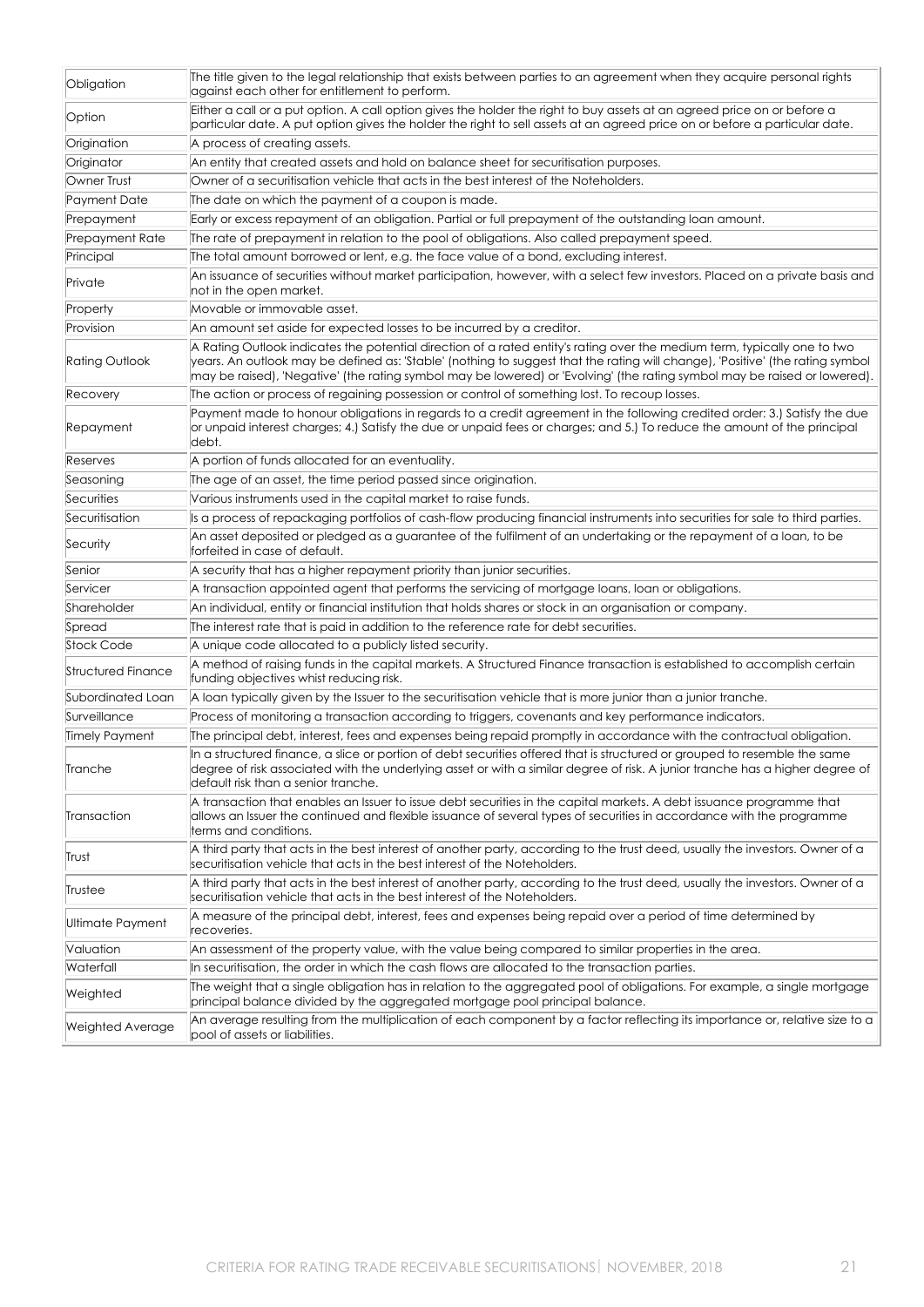| | |
|---|---|
| Obligation | The title given to the legal relationship that exists between parties to an agreement when they acquire personal rights against each other for entitlement to perform. |
| Option | Either a call or a put option. A call option gives the holder the right to buy assets at an agreed price on or before a particular date. A put option gives the holder the right to sell assets at an agreed price on or before a particular date. |
| Origination | A process of creating assets. |
| Originator | An entity that created assets and hold on balance sheet for securitisation purposes. |
| Owner Trust | Owner of a securitisation vehicle that acts in the best interest of the Noteholders. |
| Payment Date | The date on which the payment of a coupon is made. |
| Prepayment | Early or excess repayment of an obligation. Partial or full prepayment of the outstanding loan amount. |
| Prepayment Rate | The rate of prepayment in relation to the pool of obligations. Also called prepayment speed. |
| Principal | The total amount borrowed or lent, e.g. the face value of a bond, excluding interest. |
| Private | An issuance of securities without market participation, however, with a select few investors. Placed on a private basis and not in the open market. |
| Property | Movable or immovable asset. |
| Provision | An amount set aside for expected losses to be incurred by a creditor. |
| Rating Outlook | A Rating Outlook indicates the potential direction of a rated entity's rating over the medium term, typically one to two years. An outlook may be defined as: 'Stable' (nothing to suggest that the rating will change), 'Positive' (the rating symbol may be raised), 'Negative' (the rating symbol may be lowered) or 'Evolving' (the rating symbol may be raised or lowered). |
| Recovery | The action or process of regaining possession or control of something lost. To recoup losses. |
| Repayment | Payment made to honour obligations in regards to a credit agreement in the following credited order: 3.) Satisfy the due or unpaid interest charges; 4.) Satisfy the due or unpaid fees or charges; and 5.) To reduce the amount of the principal debt. |
| Reserves | A portion of funds allocated for an eventuality. |
| Seasoning | The age of an asset, the time period passed since origination. |
| Securities | Various instruments used in the capital market to raise funds. |
| Securitisation | Is a process of repackaging portfolios of cash-flow producing financial instruments into securities for sale to third parties. |
| Security | An asset deposited or pledged as a guarantee of the fulfilment of an undertaking or the repayment of a loan, to be forfeited in case of default. |
| Senior | A security that has a higher repayment priority than junior securities. |
| Servicer | A transaction appointed agent that performs the servicing of mortgage loans, loan or obligations. |
| Shareholder | An individual, entity or financial institution that holds shares or stock in an organisation or company. |
| Spread | The interest rate that is paid in addition to the reference rate for debt securities. |
| Stock Code | A unique code allocated to a publicly listed security. |
| Structured Finance | A method of raising funds in the capital markets. A Structured Finance transaction is established to accomplish certain funding objectives whist reducing risk. |
| Subordinated Loan | A loan typically given by the Issuer to the securitisation vehicle that is more junior than a junior tranche. |
| Surveillance | Process of monitoring a transaction according to triggers, covenants and key performance indicators. |
| Timely Payment | The principal debt, interest, fees and expenses being repaid promptly in accordance with the contractual obligation. |
| Tranche | In a structured finance, a slice or portion of debt securities offered that is structured or grouped to resemble the same degree of risk associated with the underlying asset or with a similar degree of risk. A junior tranche has a higher degree of default risk than a senior tranche. |
| Transaction | A transaction that enables an Issuer to issue debt securities in the capital markets. A debt issuance programme that allows an Issuer the continued and flexible issuance of several types of securities in accordance with the programme terms and conditions. |
| Trust | A third party that acts in the best interest of another party, according to the trust deed, usually the investors. Owner of a securitisation vehicle that acts in the best interest of the Noteholders. |
| Trustee | A third party that acts in the best interest of another party, according to the trust deed, usually the investors. Owner of a securitisation vehicle that acts in the best interest of the Noteholders. |
| Ultimate Payment | A measure of the principal debt, interest, fees and expenses being repaid over a period of time determined by recoveries. |
| Valuation | An assessment of the property value, with the value being compared to similar properties in the area. |
| Waterfall | In securitisation, the order in which the cash flows are allocated to the transaction parties. |
| Weighted | The weight that a single obligation has in relation to the aggregated pool of obligations. For example, a single mortgage principal balance divided by the aggregated mortgage pool principal balance. |
| Weighted Average | An average resulting from the multiplication of each component by a factor reflecting its importance or, relative size to a pool of assets or liabilities. |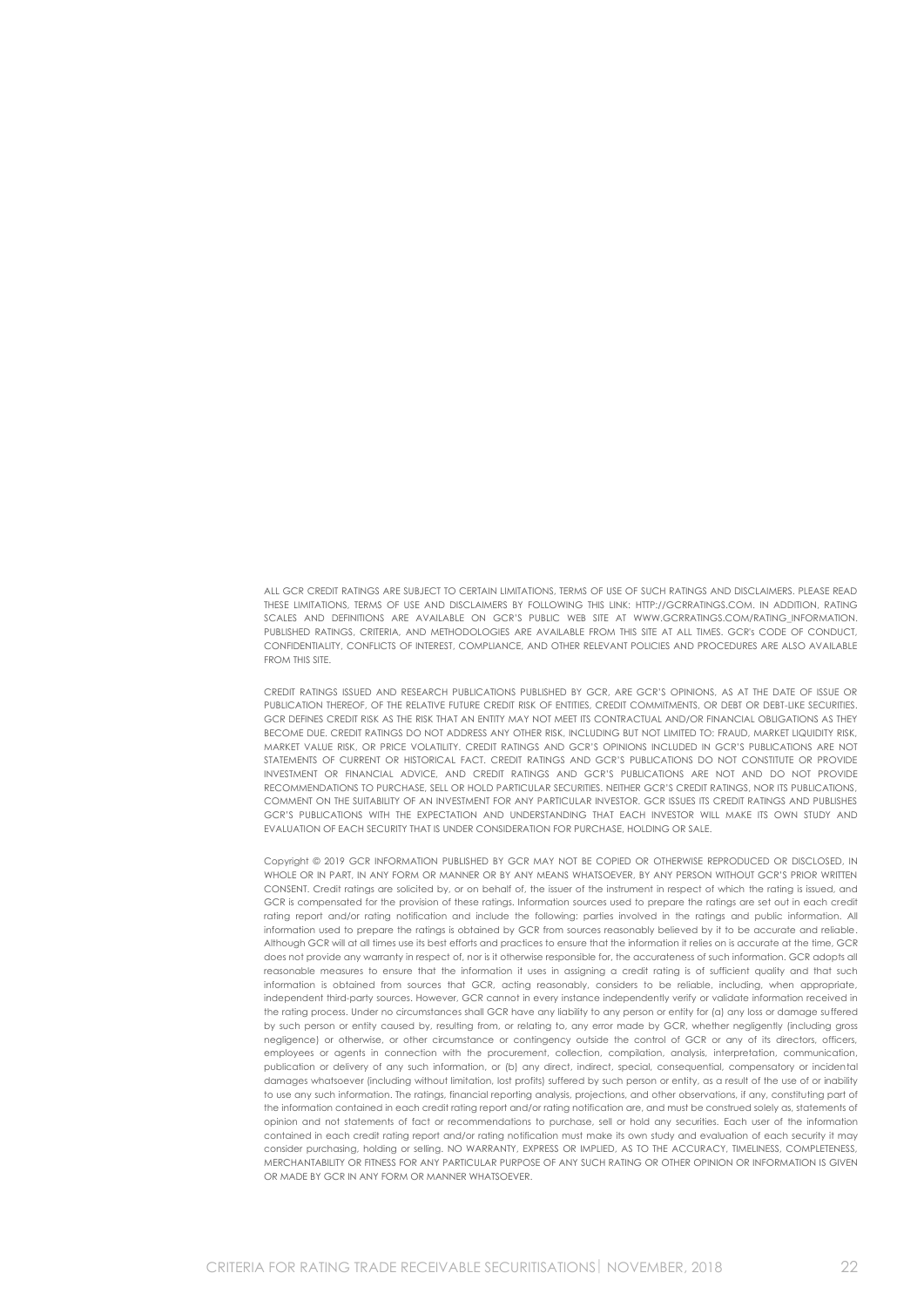ALL GCR CREDIT RATINGS ARE SUBJECT TO CERTAIN LIMITATIONS, TERMS OF USE OF SUCH RATINGS AND DISCLAIMERS. PLEASE READ THESE LIMITATIONS, TERMS OF USE AND DISCLAIMERS BY FOLLOWING THIS LINK: HTTP://GCRRATINGS.COM. IN ADDITION, RATING SCALES AND DEFINITIONS ARE AVAILABLE ON GCR'S PUBLIC WEB SITE AT WWW.GCRRATINGS.COM/RATING_INFORMATION. PUBLISHED RATINGS, CRITERIA, AND METHODOLOGIES ARE AVAILABLE FROM THIS SITE AT ALL TIMES. GCR's CODE OF CONDUCT, CONFIDENTIALITY, CONFLICTS OF INTEREST, COMPLIANCE, AND OTHER RELEVANT POLICIES AND PROCEDURES ARE ALSO AVAILABLE FROM THIS SITE.

CREDIT RATINGS ISSUED AND RESEARCH PUBLICATIONS PUBLISHED BY GCR, ARE GCR'S OPINIONS, AS AT THE DATE OF ISSUE OR PUBLICATION THEREOF, OF THE RELATIVE FUTURE CREDIT RISK OF ENTITIES, CREDIT COMMITMENTS, OR DEBT OR DEBT-LIKE SECURITIES. GCR DEFINES CREDIT RISK AS THE RISK THAT AN ENTITY MAY NOT MEET ITS CONTRACTUAL AND/OR FINANCIAL OBLIGATIONS AS THEY BECOME DUE. CREDIT RATINGS DO NOT ADDRESS ANY OTHER RISK, INCLUDING BUT NOT LIMITED TO: FRAUD, MARKET LIQUIDITY RISK, MARKET VALUE RISK, OR PRICE VOLATILITY. CREDIT RATINGS AND GCR'S OPINIONS INCLUDED IN GCR'S PUBLICATIONS ARE NOT STATEMENTS OF CURRENT OR HISTORICAL FACT. CREDIT RATINGS AND GCR'S PUBLICATIONS DO NOT CONSTITUTE OR PROVIDE INVESTMENT OR FINANCIAL ADVICE, AND CREDIT RATINGS AND GCR'S PUBLICATIONS ARE NOT AND DO NOT PROVIDE RECOMMENDATIONS TO PURCHASE, SELL OR HOLD PARTICULAR SECURITIES. NEITHER GCR'S CREDIT RATINGS, NOR ITS PUBLICATIONS, COMMENT ON THE SUITABILITY OF AN INVESTMENT FOR ANY PARTICULAR INVESTOR. GCR ISSUES ITS CREDIT RATINGS AND PUBLISHES GCR'S PUBLICATIONS WITH THE EXPECTATION AND UNDERSTANDING THAT EACH INVESTOR WILL MAKE ITS OWN STUDY AND EVALUATION OF EACH SECURITY THAT IS UNDER CONSIDERATION FOR PURCHASE, HOLDING OR SALE.

Copyright © 2019 GCR INFORMATION PUBLISHED BY GCR MAY NOT BE COPIED OR OTHERWISE REPRODUCED OR DISCLOSED, IN WHOLE OR IN PART, IN ANY FORM OR MANNER OR BY ANY MEANS WHATSOEVER, BY ANY PERSON WITHOUT GCR'S PRIOR WRITTEN CONSENT. Credit ratings are solicited by, or on behalf of, the issuer of the instrument in respect of which the rating is issued, and GCR is compensated for the provision of these ratings. Information sources used to prepare the ratings are set out in each credit rating report and/or rating notification and include the following: parties involved in the ratings and public information. All information used to prepare the ratings is obtained by GCR from sources reasonably believed by it to be accurate and reliable. Although GCR will at all times use its best efforts and practices to ensure that the information it relies on is accurate at the time, GCR does not provide any warranty in respect of, nor is it otherwise responsible for, the accurateness of such information. GCR adopts all reasonable measures to ensure that the information it uses in assigning a credit rating is of sufficient quality and that such information is obtained from sources that GCR, acting reasonably, considers to be reliable, including, when appropriate, independent third-party sources. However, GCR cannot in every instance independently verify or validate information received in the rating process. Under no circumstances shall GCR have any liability to any person or entity for (a) any loss or damage suffered by such person or entity caused by, resulting from, or relating to, any error made by GCR, whether negligently (including gross negligence) or otherwise, or other circumstance or contingency outside the control of GCR or any of its directors, officers, employees or agents in connection with the procurement, collection, compilation, analysis, interpretation, communication, publication or delivery of any such information, or (b) any direct, indirect, special, consequential, compensatory or incidental damages whatsoever (including without limitation, lost profits) suffered by such person or entity, as a result of the use of or inability to use any such information. The ratings, financial reporting analysis, projections, and other observations, if any, constituting part of the information contained in each credit rating report and/or rating notification are, and must be construed solely as, statements of opinion and not statements of fact or recommendations to purchase, sell or hold any securities. Each user of the information contained in each credit rating report and/or rating notification must make its own study and evaluation of each security it may consider purchasing, holding or selling. NO WARRANTY, EXPRESS OR IMPLIED, AS TO THE ACCURACY, TIMELINESS, COMPLETENESS, MERCHANTABILITY OR FITNESS FOR ANY PARTICULAR PURPOSE OF ANY SUCH RATING OR OTHER OPINION OR INFORMATION IS GIVEN OR MADE BY GCR IN ANY FORM OR MANNER WHATSOEVER.